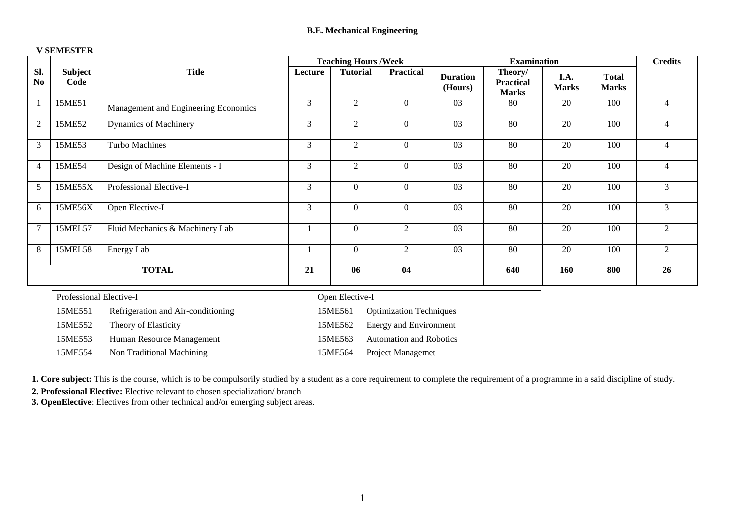**B.E. Mechanical Engineering**

**V SEMESTER**

| Sl. No | Subject Code | Title | Teaching Hours /Week | | | Examination | | | | Credits |
|---|---|---|---|---|---|---|---|---|---|---|
| | | | Lecture | Tutorial | Practical | Duration (Hours) | Theory/ Practical Marks | I.A. Marks | Total Marks | |
| 1 | 15ME51 | Management and Engineering Economics | 3 | 2 | 0 | 03 | 80 | 20 | 100 | 4 |
| 2 | 15ME52 | Dynamics of Machinery | 3 | 2 | 0 | 03 | 80 | 20 | 100 | 4 |
| 3 | 15ME53 | Turbo Machines | 3 | 2 | 0 | 03 | 80 | 20 | 100 | 4 |
| 4 | 15ME54 | Design of Machine Elements - I | 3 | 2 | 0 | 03 | 80 | 20 | 100 | 4 |
| 5 | 15ME55X | Professional Elective-I | 3 | 0 | 0 | 03 | 80 | 20 | 100 | 3 |
| 6 | 15ME56X | Open Elective-I | 3 | 0 | 0 | 03 | 80 | 20 | 100 | 3 |
| 7 | 15MEL57 | Fluid Mechanics & Machinery Lab | 1 | 0 | 2 | 03 | 80 | 20 | 100 | 2 |
| 8 | 15MEL58 | Energy Lab | 1 | 0 | 2 | 03 | 80 | 20 | 100 | 2 |
| **TOTAL** | | | **21** | **06** | **04** | | **640** | **160** | **800** | **26** |

| Professional Elective-I | | Open Elective-I | |
|---|---|---|---|
| 15ME551 | Refrigeration and Air-conditioning | 15ME561 | Optimization Techniques |
| 15ME552 | Theory of Elasticity | 15ME562 | Energy and Environment |
| 15ME553 | Human Resource Management | 15ME563 | Automation and Robotics |
| 15ME554 | Non Traditional Machining | 15ME564 | Project Managemet |

**1. Core subject:** This is the course, which is to be compulsorily studied by a student as a core requirement to complete the requirement of a programme in a said discipline of study.

**2. Professional Elective:** Elective relevant to chosen specialization/ branch

**3. OpenElective**: Electives from other technical and/or emerging subject areas.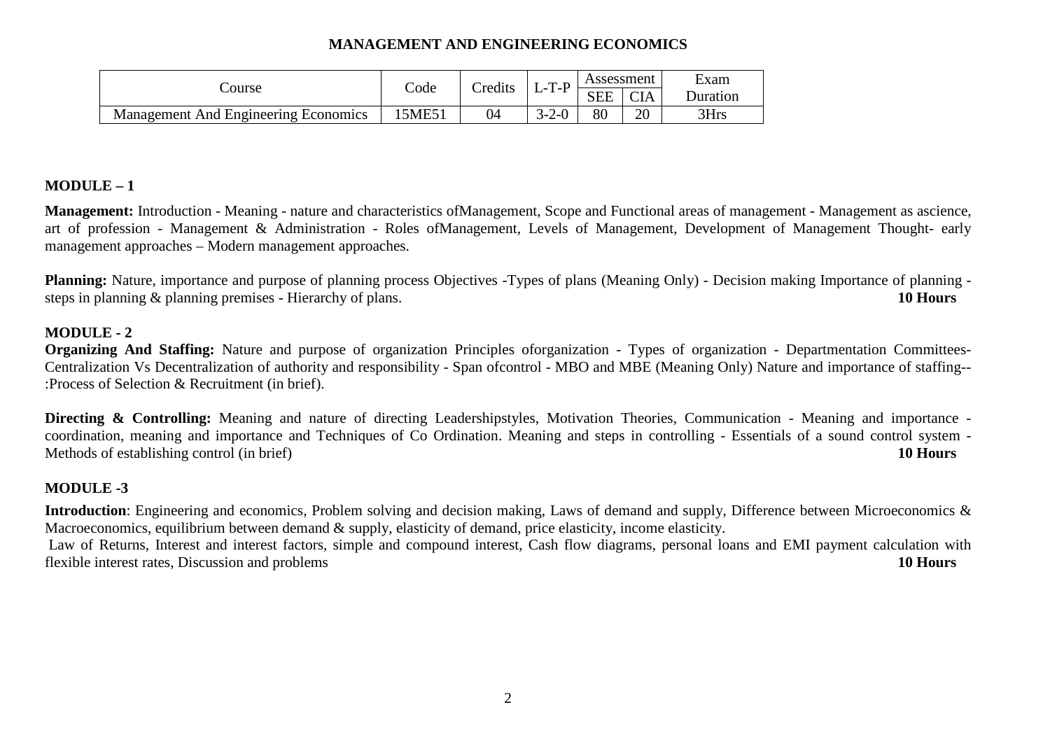# MANAGEMENT AND ENGINEERING ECONOMICS

| Course | Code | Credits | L-T-P | Assessment | | Exam Duration |
|---|---|---|---|---|---|---|
| | | | | SEE | CIA | |
| Management And Engineering Economics | 15ME51 | 04 | 3-2-0 | 80 | 20 | 3Hrs |

## MODULE – 1

**Management:** Introduction - Meaning - nature and characteristics ofManagement, Scope and Functional areas of management - Management as ascience, art of profession - Management & Administration - Roles ofManagement, Levels of Management, Development of Management Thought- early management approaches – Modern management approaches.

**Planning:** Nature, importance and purpose of planning process Objectives -Types of plans (Meaning Only) - Decision making Importance of planning - steps in planning & planning premises - Hierarchy of plans. **10 Hours**

## MODULE - 2

**Organizing And Staffing:** Nature and purpose of organization Principles oforganization - Types of organization - Departmentation Committees- Centralization Vs Decentralization of authority and responsibility - Span ofcontrol - MBO and MBE (Meaning Only) Nature and importance of staffing-- :Process of Selection & Recruitment (in brief).

**Directing & Controlling:** Meaning and nature of directing Leadershipstyles, Motivation Theories, Communication - Meaning and importance - coordination, meaning and importance and Techniques of Co Ordination. Meaning and steps in controlling - Essentials of a sound control system - Methods of establishing control (in brief) **10 Hours**

## MODULE -3

**Introduction**: Engineering and economics, Problem solving and decision making, Laws of demand and supply, Difference between Microeconomics & Macroeconomics, equilibrium between demand & supply, elasticity of demand, price elasticity, income elasticity.

Law of Returns, Interest and interest factors, simple and compound interest, Cash flow diagrams, personal loans and EMI payment calculation with flexible interest rates, Discussion and problems **10 Hours**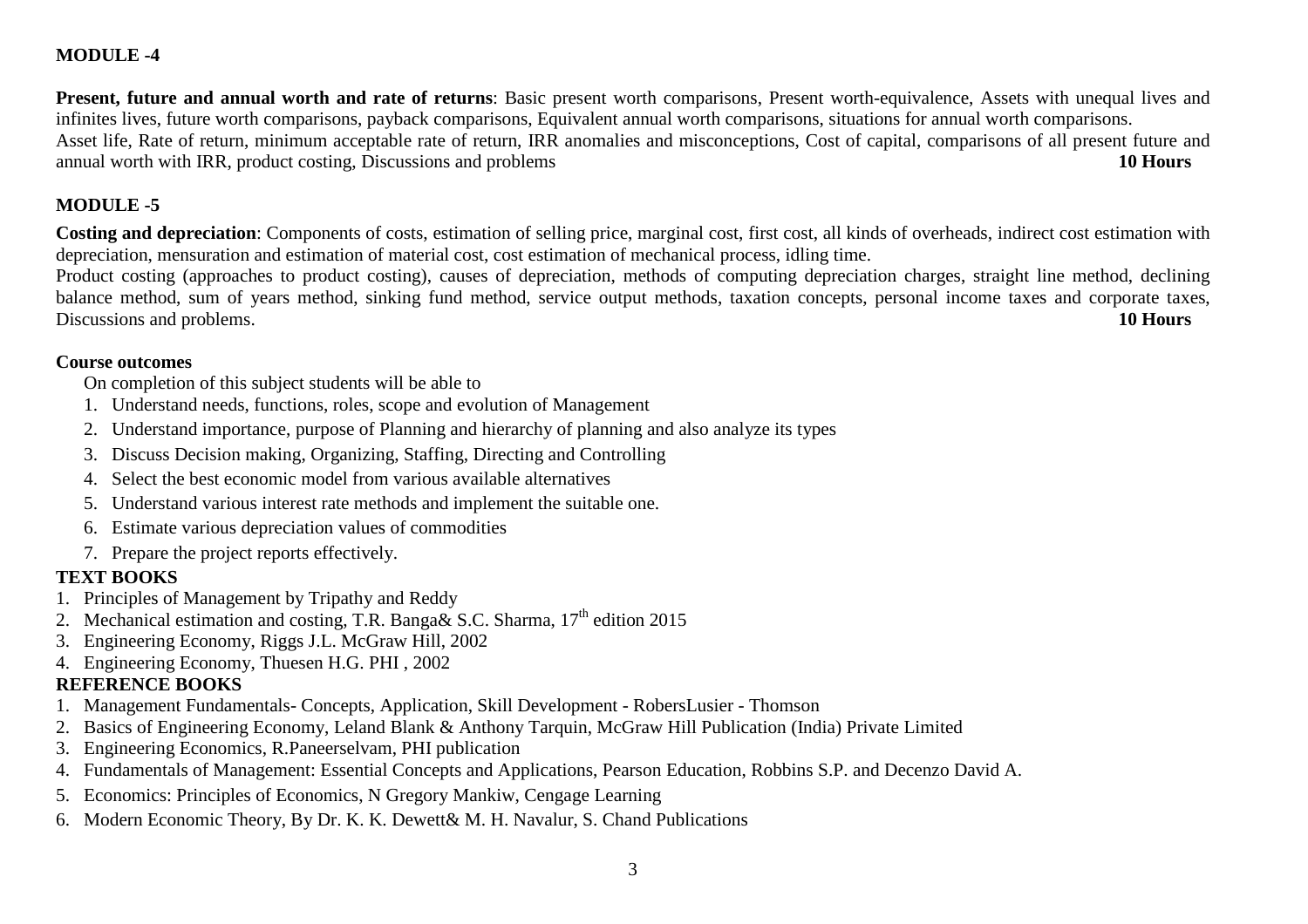**MODULE -4**

**Present, future and annual worth and rate of returns**: Basic present worth comparisons, Present worth-equivalence, Assets with unequal lives and infinites lives, future worth comparisons, payback comparisons, Equivalent annual worth comparisons, situations for annual worth comparisons.
Asset life, Rate of return, minimum acceptable rate of return, IRR anomalies and misconceptions, Cost of capital, comparisons of all present future and annual worth with IRR, product costing, Discussions and problems **10 Hours**

**MODULE -5**

**Costing and depreciation**: Components of costs, estimation of selling price, marginal cost, first cost, all kinds of overheads, indirect cost estimation with depreciation, mensuration and estimation of material cost, cost estimation of mechanical process, idling time.
Product costing (approaches to product costing), causes of depreciation, methods of computing depreciation charges, straight line method, declining balance method, sum of years method, sinking fund method, service output methods, taxation concepts, personal income taxes and corporate taxes, Discussions and problems. **10 Hours**

**Course outcomes**

On completion of this subject students will be able to

1. Understand needs, functions, roles, scope and evolution of Management
2. Understand importance, purpose of Planning and hierarchy of planning and also analyze its types
3. Discuss Decision making, Organizing, Staffing, Directing and Controlling
4. Select the best economic model from various available alternatives
5. Understand various interest rate methods and implement the suitable one.
6. Estimate various depreciation values of commodities
7. Prepare the project reports effectively.

**TEXT BOOKS**

1. Principles of Management by Tripathy and Reddy
2. Mechanical estimation and costing, T.R. Banga& S.C. Sharma, 17th edition 2015
3. Engineering Economy, Riggs J.L. McGraw Hill, 2002
4. Engineering Economy, Thuesen H.G. PHI , 2002

**REFERENCE BOOKS**

1. Management Fundamentals- Concepts, Application, Skill Development - RobersLusier - Thomson
2. Basics of Engineering Economy, Leland Blank & Anthony Tarquin, McGraw Hill Publication (India) Private Limited
3. Engineering Economics, R.Paneerselvam, PHI publication
4. Fundamentals of Management: Essential Concepts and Applications, Pearson Education, Robbins S.P. and Decenzo David A.
5. Economics: Principles of Economics, N Gregory Mankiw, Cengage Learning
6. Modern Economic Theory, By Dr. K. K. Dewett& M. H. Navalur, S. Chand Publications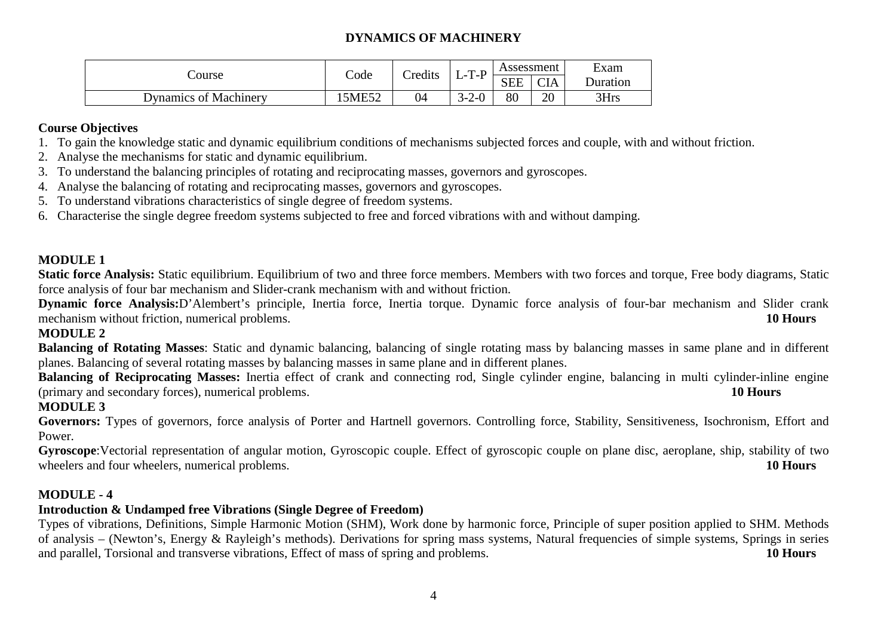# DYNAMICS OF MACHINERY

| Course | Code | Credits | L-T-P | Assessment | | Exam Duration |
|---|---|---|---|---|---|---|
| | | | | SEE | CIA | |
| Dynamics of Machinery | 15ME52 | 04 | 3-2-0 | 80 | 20 | 3Hrs |

**Course Objectives**

1. To gain the knowledge static and dynamic equilibrium conditions of mechanisms subjected forces and couple, with and without friction.
2. Analyse the mechanisms for static and dynamic equilibrium.
3. To understand the balancing principles of rotating and reciprocating masses, governors and gyroscopes.
4. Analyse the balancing of rotating and reciprocating masses, governors and gyroscopes.
5. To understand vibrations characteristics of single degree of freedom systems.
6. Characterise the single degree freedom systems subjected to free and forced vibrations with and without damping.

**MODULE 1**

**Static force Analysis:** Static equilibrium. Equilibrium of two and three force members. Members with two forces and torque, Free body diagrams, Static force analysis of four bar mechanism and Slider-crank mechanism with and without friction.

**Dynamic force Analysis:** D'Alembert's principle, Inertia force, Inertia torque. Dynamic force analysis of four-bar mechanism and Slider crank mechanism without friction, numerical problems. **10 Hours**

**MODULE 2**

**Balancing of Rotating Masses**: Static and dynamic balancing, balancing of single rotating mass by balancing masses in same plane and in different planes. Balancing of several rotating masses by balancing masses in same plane and in different planes.

**Balancing of Reciprocating Masses:** Inertia effect of crank and connecting rod, Single cylinder engine, balancing in multi cylinder-inline engine (primary and secondary forces), numerical problems. **10 Hours**

**MODULE 3**

**Governors:** Types of governors, force analysis of Porter and Hartnell governors. Controlling force, Stability, Sensitiveness, Isochronism, Effort and Power.

**Gyroscope**: Vectorial representation of angular motion, Gyroscopic couple. Effect of gyroscopic couple on plane disc, aeroplane, ship, stability of two wheelers and four wheelers, numerical problems. **10 Hours**

**MODULE - 4**

**Introduction & Undamped free Vibrations (Single Degree of Freedom)**

Types of vibrations, Definitions, Simple Harmonic Motion (SHM), Work done by harmonic force, Principle of super position applied to SHM. Methods of analysis – (Newton's, Energy & Rayleigh's methods). Derivations for spring mass systems, Natural frequencies of simple systems, Springs in series and parallel, Torsional and transverse vibrations, Effect of mass of spring and problems. **10 Hours**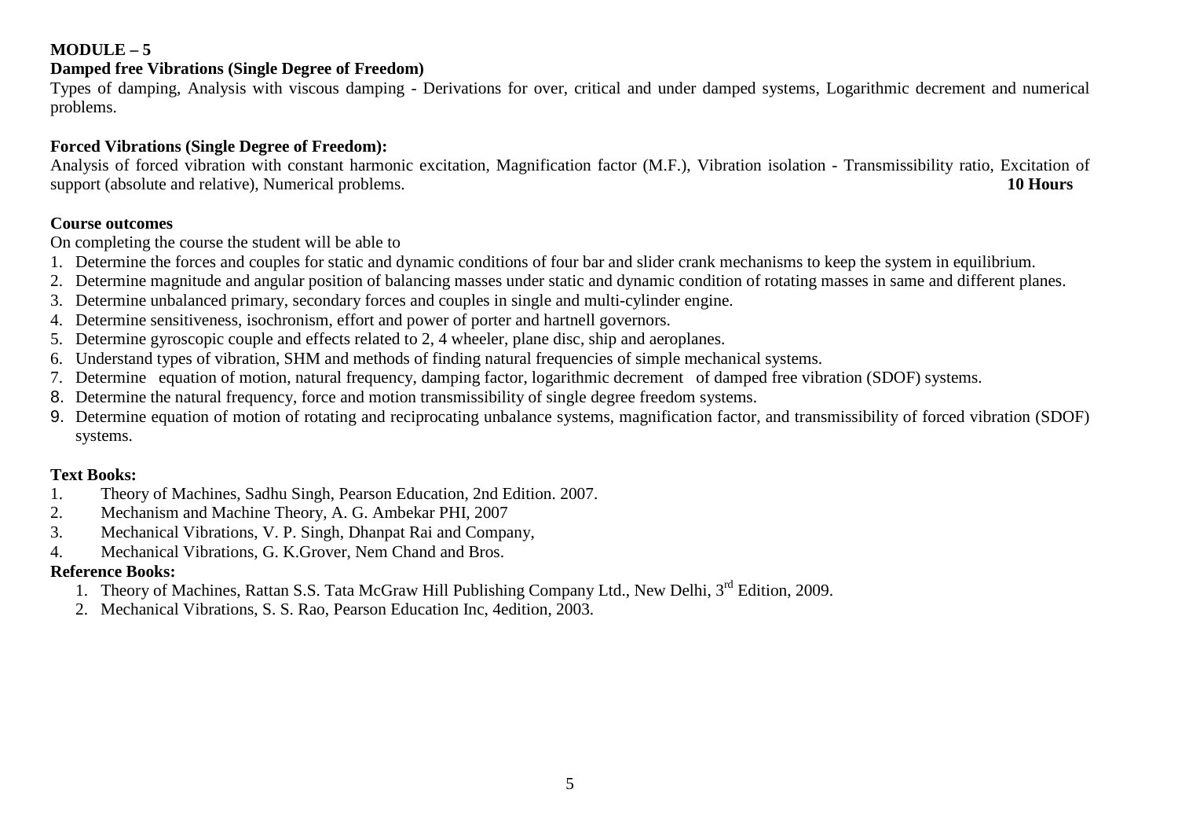**MODULE – 5**

**Damped free Vibrations (Single Degree of Freedom)**

Types of damping, Analysis with viscous damping - Derivations for over, critical and under damped systems, Logarithmic decrement and numerical problems.

**Forced Vibrations (Single Degree of Freedom):**

Analysis of forced vibration with constant harmonic excitation, Magnification factor (M.F.), Vibration isolation - Transmissibility ratio, Excitation of support (absolute and relative), Numerical problems. **10 Hours**

**Course outcomes**

On completing the course the student will be able to

1. Determine the forces and couples for static and dynamic conditions of four bar and slider crank mechanisms to keep the system in equilibrium.
2. Determine magnitude and angular position of balancing masses under static and dynamic condition of rotating masses in same and different planes.
3. Determine unbalanced primary, secondary forces and couples in single and multi-cylinder engine.
4. Determine sensitiveness, isochronism, effort and power of porter and hartnell governors.
5. Determine gyroscopic couple and effects related to 2, 4 wheeler, plane disc, ship and aeroplanes.
6. Understand types of vibration, SHM and methods of finding natural frequencies of simple mechanical systems.
7. Determine equation of motion, natural frequency, damping factor, logarithmic decrement of damped free vibration (SDOF) systems.
8. Determine the natural frequency, force and motion transmissibility of single degree freedom systems.
9. Determine equation of motion of rotating and reciprocating unbalance systems, magnification factor, and transmissibility of forced vibration (SDOF) systems.

**Text Books:**

1. Theory of Machines, Sadhu Singh, Pearson Education, 2nd Edition. 2007.
2. Mechanism and Machine Theory, A. G. Ambekar PHI, 2007
3. Mechanical Vibrations, V. P. Singh, Dhanpat Rai and Company,
4. Mechanical Vibrations, G. K.Grover, Nem Chand and Bros.

**Reference Books:**

1. Theory of Machines, Rattan S.S. Tata McGraw Hill Publishing Company Ltd., New Delhi, 3rd Edition, 2009.
2. Mechanical Vibrations, S. S. Rao, Pearson Education Inc, 4edition, 2003.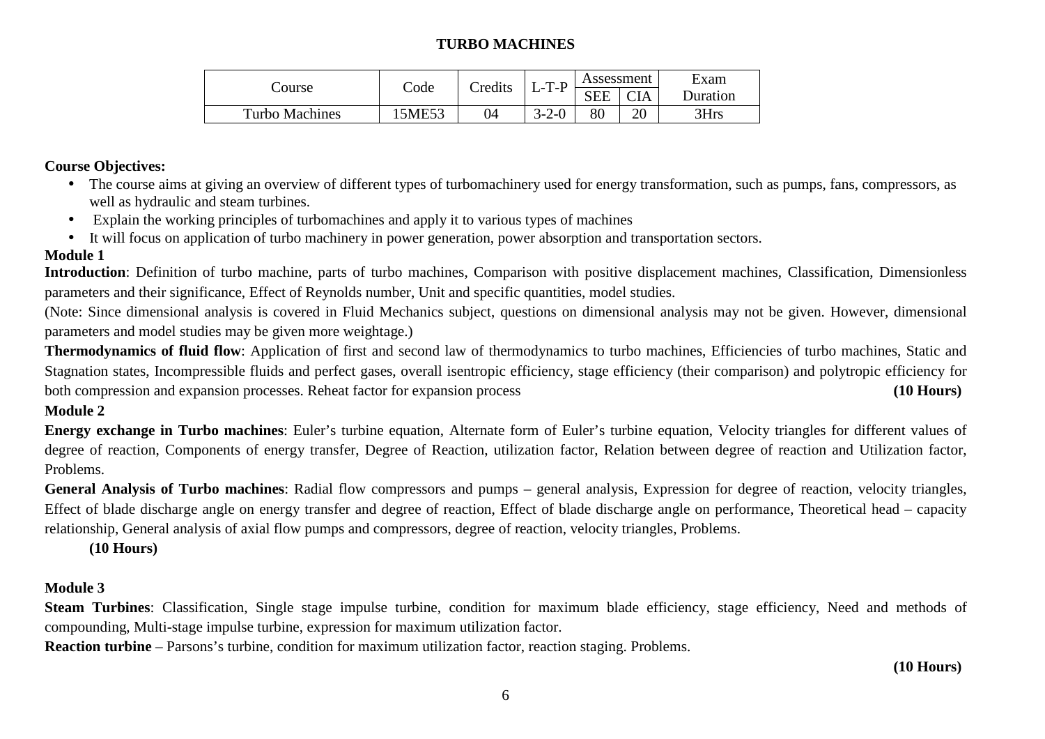# TURBO MACHINES

| Course | Code | Credits | L-T-P | Assessment | | Exam Duration |
|---|---|---|---|---|---|---|
| | | | | SEE | CIA | |
| Turbo Machines | 15ME53 | 04 | 3-2-0 | 80 | 20 | 3Hrs |

**Course Objectives:**

- The course aims at giving an overview of different types of turbomachinery used for energy transformation, such as pumps, fans, compressors, as well as hydraulic and steam turbines.
- Explain the working principles of turbomachines and apply it to various types of machines
- It will focus on application of turbo machinery in power generation, power absorption and transportation sectors.

**Module 1**

**Introduction**: Definition of turbo machine, parts of turbo machines, Comparison with positive displacement machines, Classification, Dimensionless parameters and their significance, Effect of Reynolds number, Unit and specific quantities, model studies.

(Note: Since dimensional analysis is covered in Fluid Mechanics subject, questions on dimensional analysis may not be given. However, dimensional parameters and model studies may be given more weightage.)

**Thermodynamics of fluid flow**: Application of first and second law of thermodynamics to turbo machines, Efficiencies of turbo machines, Static and Stagnation states, Incompressible fluids and perfect gases, overall isentropic efficiency, stage efficiency (their comparison) and polytropic efficiency for both compression and expansion processes. Reheat factor for expansion process **(10 Hours)**

**Module 2**

**Energy exchange in Turbo machines**: Euler's turbine equation, Alternate form of Euler's turbine equation, Velocity triangles for different values of degree of reaction, Components of energy transfer, Degree of Reaction, utilization factor, Relation between degree of reaction and Utilization factor, Problems.

**General Analysis of Turbo machines**: Radial flow compressors and pumps – general analysis, Expression for degree of reaction, velocity triangles, Effect of blade discharge angle on energy transfer and degree of reaction, Effect of blade discharge angle on performance, Theoretical head – capacity relationship, General analysis of axial flow pumps and compressors, degree of reaction, velocity triangles, Problems.

**(10 Hours)**

**Module 3**

**Steam Turbines**: Classification, Single stage impulse turbine, condition for maximum blade efficiency, stage efficiency, Need and methods of compounding, Multi-stage impulse turbine, expression for maximum utilization factor.

**Reaction turbine** – Parsons's turbine, condition for maximum utilization factor, reaction staging. Problems.

**(10 Hours)**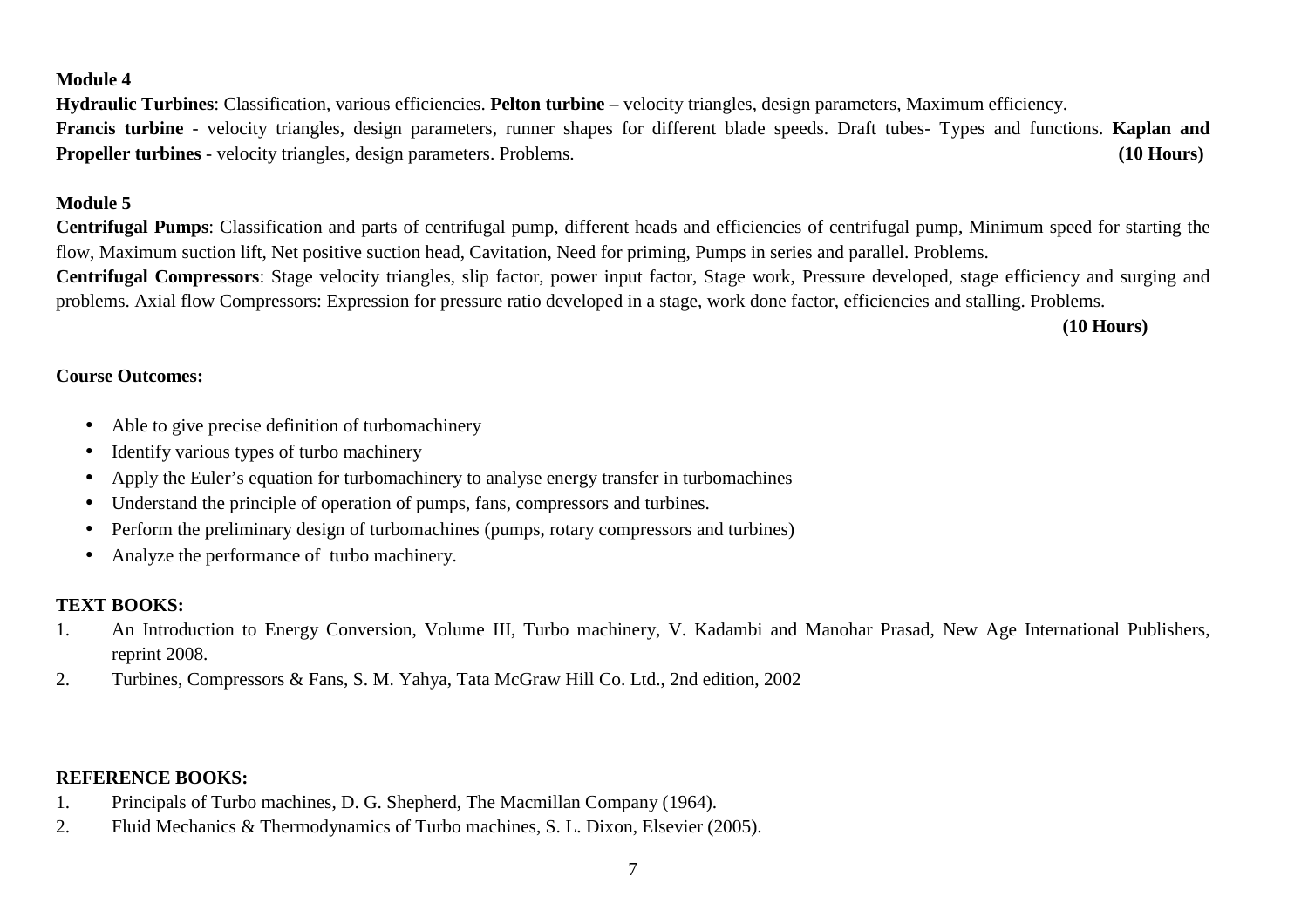**Module 4**

**Hydraulic Turbines**: Classification, various efficiencies. **Pelton turbine** – velocity triangles, design parameters, Maximum efficiency.
**Francis turbine** - velocity triangles, design parameters, runner shapes for different blade speeds. Draft tubes- Types and functions. **Kaplan and Propeller turbines** - velocity triangles, design parameters. Problems. **(10 Hours)**

**Module 5**

**Centrifugal Pumps**: Classification and parts of centrifugal pump, different heads and efficiencies of centrifugal pump, Minimum speed for starting the flow, Maximum suction lift, Net positive suction head, Cavitation, Need for priming, Pumps in series and parallel. Problems.
**Centrifugal Compressors**: Stage velocity triangles, slip factor, power input factor, Stage work, Pressure developed, stage efficiency and surging and problems. Axial flow Compressors: Expression for pressure ratio developed in a stage, work done factor, efficiencies and stalling. Problems.
**(10 Hours)**

**Course Outcomes:**

- Able to give precise definition of turbomachinery
- Identify various types of turbo machinery
- Apply the Euler's equation for turbomachinery to analyse energy transfer in turbomachines
- Understand the principle of operation of pumps, fans, compressors and turbines.
- Perform the preliminary design of turbomachines (pumps, rotary compressors and turbines)
- Analyze the performance of turbo machinery.

**TEXT BOOKS:**

1. An Introduction to Energy Conversion, Volume III, Turbo machinery, V. Kadambi and Manohar Prasad, New Age International Publishers, reprint 2008.
2. Turbines, Compressors & Fans, S. M. Yahya, Tata McGraw Hill Co. Ltd., 2nd edition, 2002

**REFERENCE BOOKS:**

1. Principals of Turbo machines, D. G. Shepherd, The Macmillan Company (1964).
2. Fluid Mechanics & Thermodynamics of Turbo machines, S. L. Dixon, Elsevier (2005).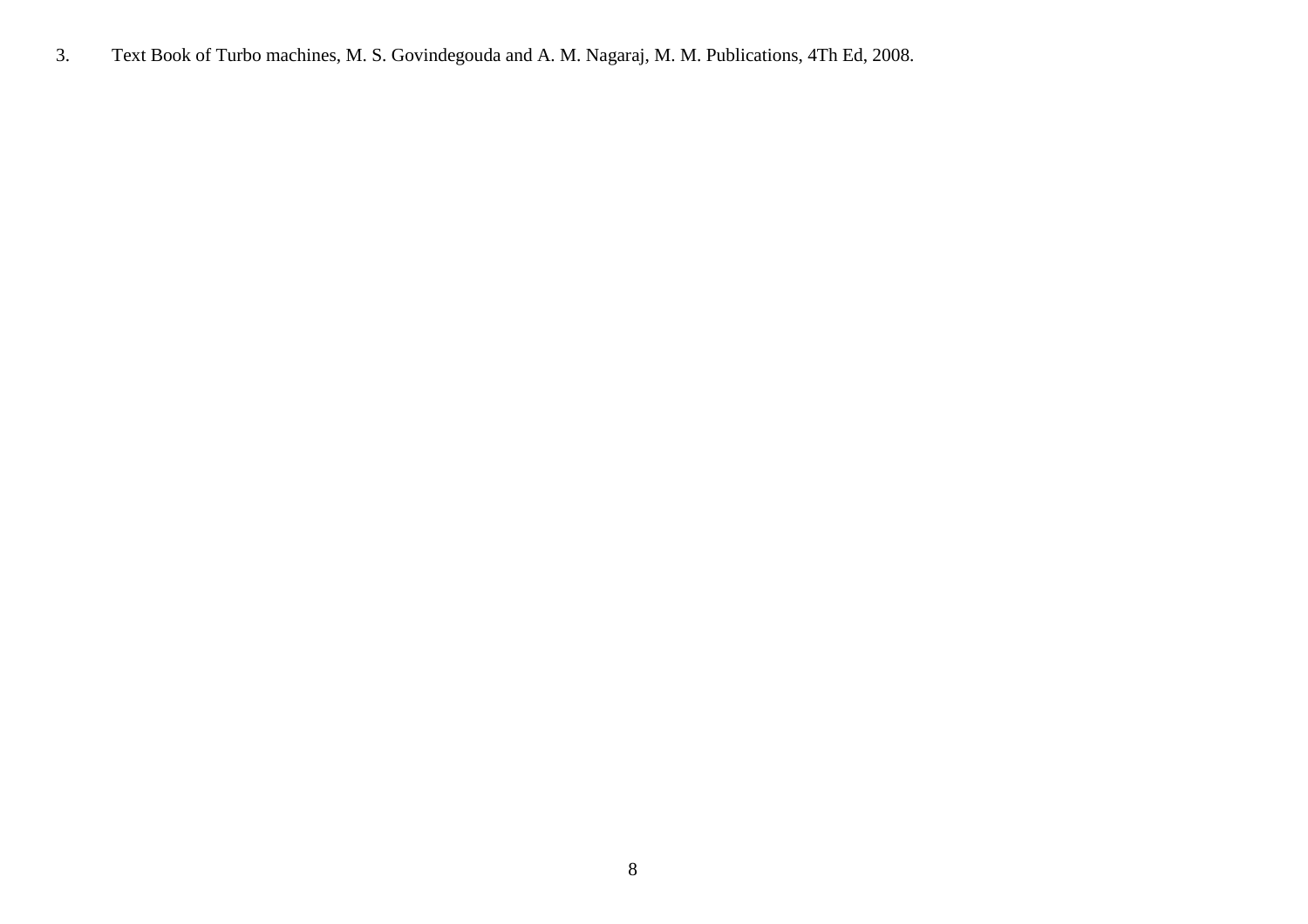3. Text Book of Turbo machines, M. S. Govindegouda and A. M. Nagaraj, M. M. Publications, 4Th Ed, 2008.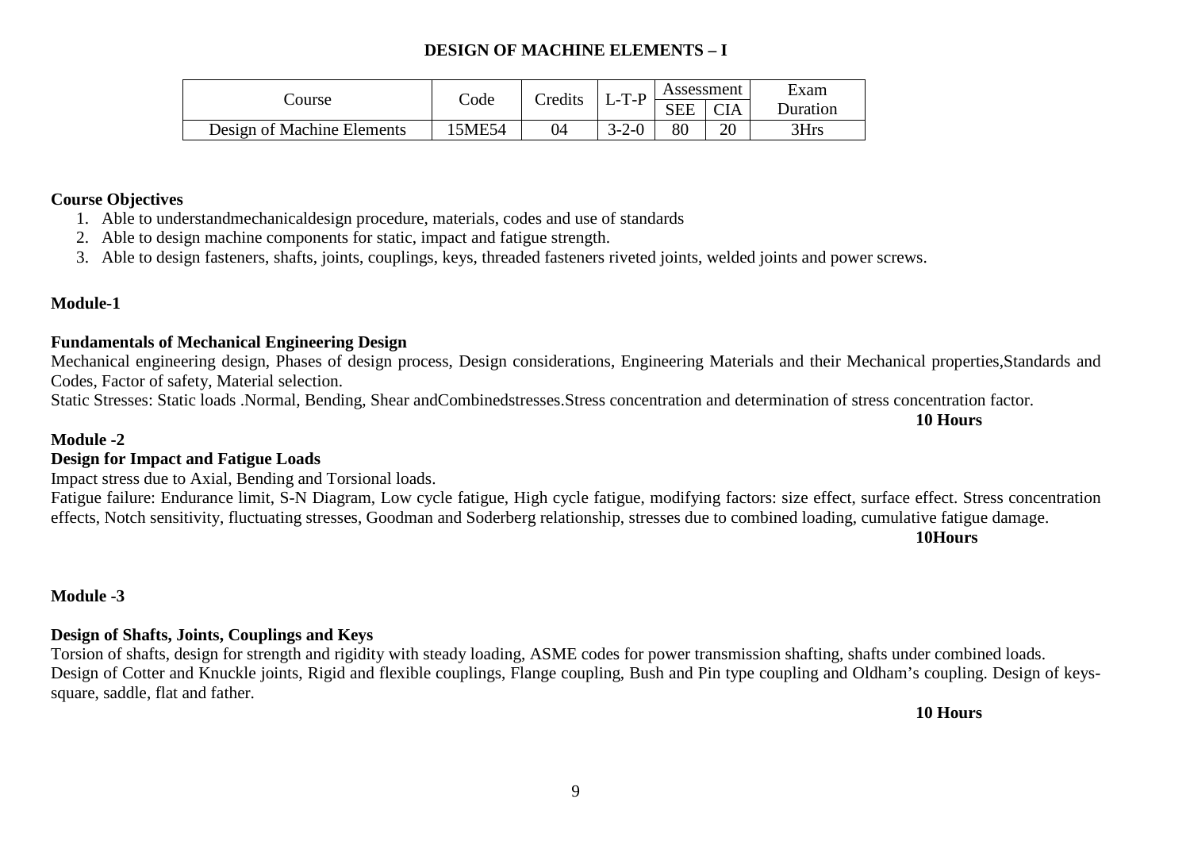# DESIGN OF MACHINE ELEMENTS – I

| Course | Code | Credits | L-T-P | Assessment | | Exam Duration |
|---|---|---|---|---|---|---|
| | | | | SEE | CIA | |
| Design of Machine Elements | 15ME54 | 04 | 3-2-0 | 80 | 20 | 3Hrs |

**Course Objectives**

1. Able to understandmechanicaldesign procedure, materials, codes and use of standards
2. Able to design machine components for static, impact and fatigue strength.
3. Able to design fasteners, shafts, joints, couplings, keys, threaded fasteners riveted joints, welded joints and power screws.

**Module-1**

**Fundamentals of Mechanical Engineering Design**

Mechanical engineering design, Phases of design process, Design considerations, Engineering Materials and their Mechanical properties,Standards and Codes, Factor of safety, Material selection.

Static Stresses: Static loads .Normal, Bending, Shear andCombinedstresses.Stress concentration and determination of stress concentration factor.

**10 Hours**

**Module -2**

**Design for Impact and Fatigue Loads**

Impact stress due to Axial, Bending and Torsional loads.

Fatigue failure: Endurance limit, S-N Diagram, Low cycle fatigue, High cycle fatigue, modifying factors: size effect, surface effect. Stress concentration effects, Notch sensitivity, fluctuating stresses, Goodman and Soderberg relationship, stresses due to combined loading, cumulative fatigue damage.

**10Hours**

**Module -3**

**Design of Shafts, Joints, Couplings and Keys**

Torsion of shafts, design for strength and rigidity with steady loading, ASME codes for power transmission shafting, shafts under combined loads.

Design of Cotter and Knuckle joints, Rigid and flexible couplings, Flange coupling, Bush and Pin type coupling and Oldham's coupling. Design of keys-square, saddle, flat and father.

**10 Hours**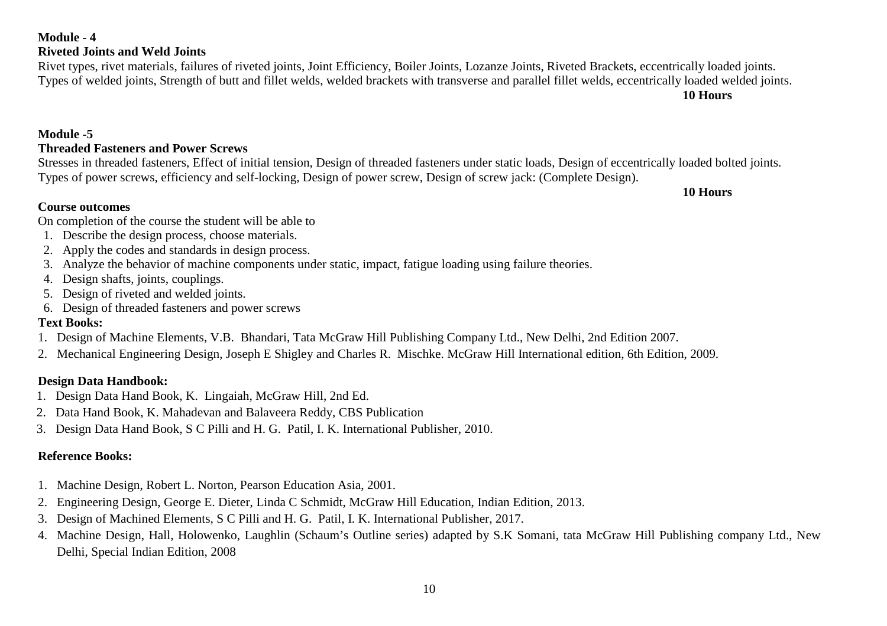**Module - 4**

**Riveted Joints and Weld Joints**

Rivet types, rivet materials, failures of riveted joints, Joint Efficiency, Boiler Joints, Lozanze Joints, Riveted Brackets, eccentrically loaded joints.
Types of welded joints, Strength of butt and fillet welds, welded brackets with transverse and parallel fillet welds, eccentrically loaded welded joints.

**10 Hours**

**Module -5**

**Threaded Fasteners and Power Screws**

Stresses in threaded fasteners, Effect of initial tension, Design of threaded fasteners under static loads, Design of eccentrically loaded bolted joints.
Types of power screws, efficiency and self-locking, Design of power screw, Design of screw jack: (Complete Design).

**10 Hours**

**Course outcomes**

On completion of the course the student will be able to

1. Describe the design process, choose materials.
2. Apply the codes and standards in design process.
3. Analyze the behavior of machine components under static, impact, fatigue loading using failure theories.
4. Design shafts, joints, couplings.
5. Design of riveted and welded joints.
6. Design of threaded fasteners and power screws

**Text Books:**

1. Design of Machine Elements, V.B. Bhandari, Tata McGraw Hill Publishing Company Ltd., New Delhi, 2nd Edition 2007.
2. Mechanical Engineering Design, Joseph E Shigley and Charles R. Mischke. McGraw Hill International edition, 6th Edition, 2009.

**Design Data Handbook:**

1. Design Data Hand Book, K. Lingaiah, McGraw Hill, 2nd Ed.
2. Data Hand Book, K. Mahadevan and Balaveera Reddy, CBS Publication
3. Design Data Hand Book, S C Pilli and H. G. Patil, I. K. International Publisher, 2010.

**Reference Books:**

1. Machine Design, Robert L. Norton, Pearson Education Asia, 2001.
2. Engineering Design, George E. Dieter, Linda C Schmidt, McGraw Hill Education, Indian Edition, 2013.
3. Design of Machined Elements, S C Pilli and H. G. Patil, I. K. International Publisher, 2017.
4. Machine Design, Hall, Holowenko, Laughlin (Schaum's Outline series) adapted by S.K Somani, tata McGraw Hill Publishing company Ltd., New Delhi, Special Indian Edition, 2008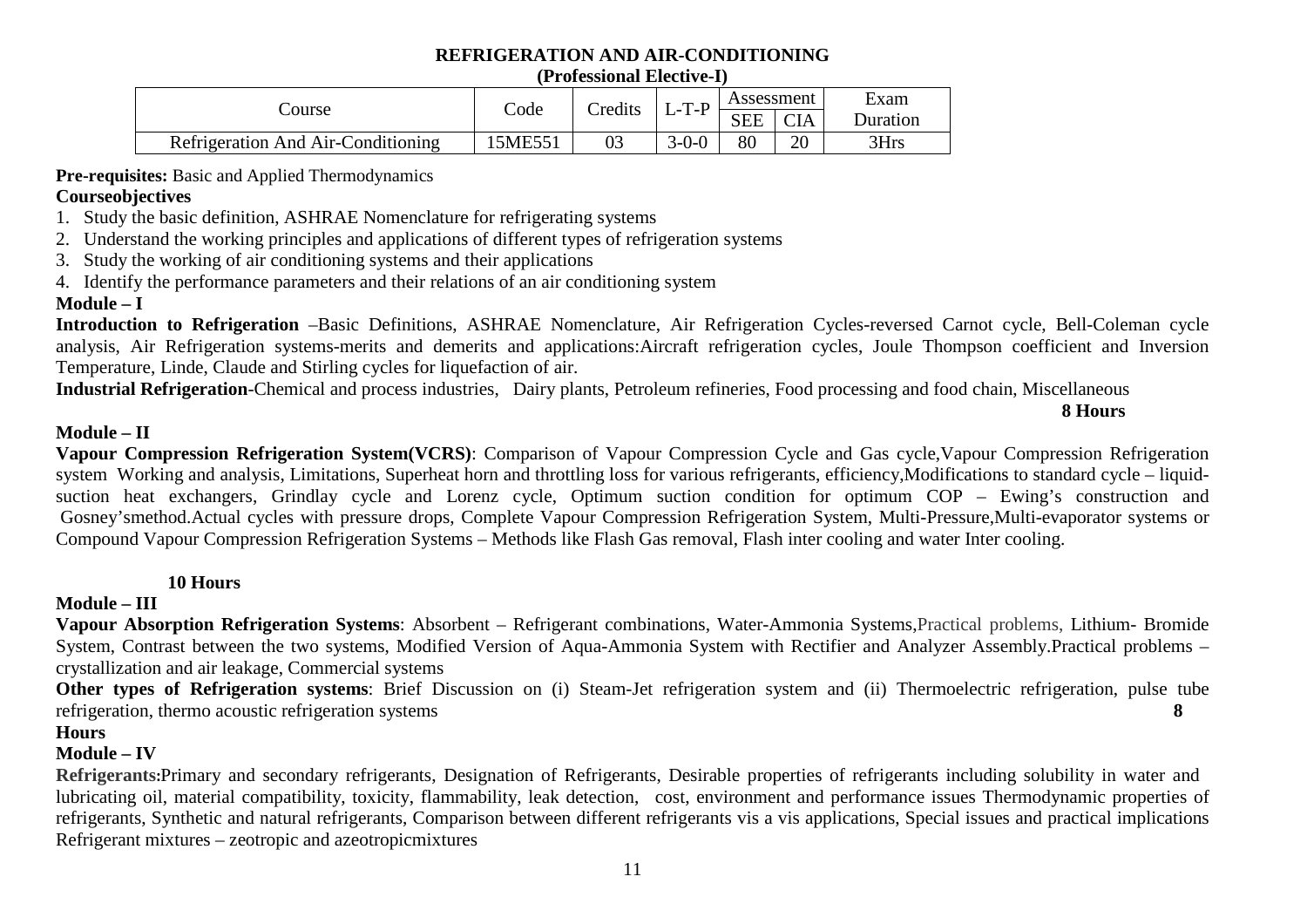# REFRIGERATION AND AIR-CONDITIONING
**(Professional Elective-I)**

| Course | Code | Credits | L-T-P | Assessment | | Exam Duration |
|---|---|---|---|---|---|---|
| | | | | SEE | CIA | |
| Refrigeration And Air-Conditioning | 15ME551 | 03 | 3-0-0 | 80 | 20 | 3Hrs |

**Pre-requisites:** Basic and Applied Thermodynamics

**Courseobjectives**

1. Study the basic definition, ASHRAE Nomenclature for refrigerating systems
2. Understand the working principles and applications of different types of refrigeration systems
3. Study the working of air conditioning systems and their applications
4. Identify the performance parameters and their relations of an air conditioning system

**Module – I**

**Introduction to Refrigeration** –Basic Definitions, ASHRAE Nomenclature, Air Refrigeration Cycles-reversed Carnot cycle, Bell-Coleman cycle analysis, Air Refrigeration systems-merits and demerits and applications:Aircraft refrigeration cycles, Joule Thompson coefficient and Inversion Temperature, Linde, Claude and Stirling cycles for liquefaction of air.

**Industrial Refrigeration**-Chemical and process industries, Dairy plants, Petroleum refineries, Food processing and food chain, Miscellaneous

**8 Hours**

**Module – II**

**Vapour Compression Refrigeration System(VCRS)**: Comparison of Vapour Compression Cycle and Gas cycle,Vapour Compression Refrigeration system Working and analysis, Limitations, Superheat horn and throttling loss for various refrigerants, efficiency,Modifications to standard cycle – liquid-suction heat exchangers, Grindlay cycle and Lorenz cycle, Optimum suction condition for optimum COP – Ewing's construction and Gosney'smethod.Actual cycles with pressure drops, Complete Vapour Compression Refrigeration System, Multi-Pressure,Multi-evaporator systems or Compound Vapour Compression Refrigeration Systems – Methods like Flash Gas removal, Flash inter cooling and water Inter cooling.

**10 Hours**

**Module – III**

**Vapour Absorption Refrigeration Systems**: Absorbent – Refrigerant combinations, Water-Ammonia Systems,Practical problems, Lithium- Bromide System, Contrast between the two systems, Modified Version of Aqua-Ammonia System with Rectifier and Analyzer Assembly.Practical problems – crystallization and air leakage, Commercial systems

**Other types of Refrigeration systems**: Brief Discussion on (i) Steam-Jet refrigeration system and (ii) Thermoelectric refrigeration, pulse tube refrigeration, thermo acoustic refrigeration systems **8 Hours**

**Module – IV**

**Refrigerants:**Primary and secondary refrigerants, Designation of Refrigerants, Desirable properties of refrigerants including solubility in water and lubricating oil, material compatibility, toxicity, flammability, leak detection, cost, environment and performance issues Thermodynamic properties of refrigerants, Synthetic and natural refrigerants, Comparison between different refrigerants vis a vis applications, Special issues and practical implications Refrigerant mixtures – zeotropic and azeotropicmixtures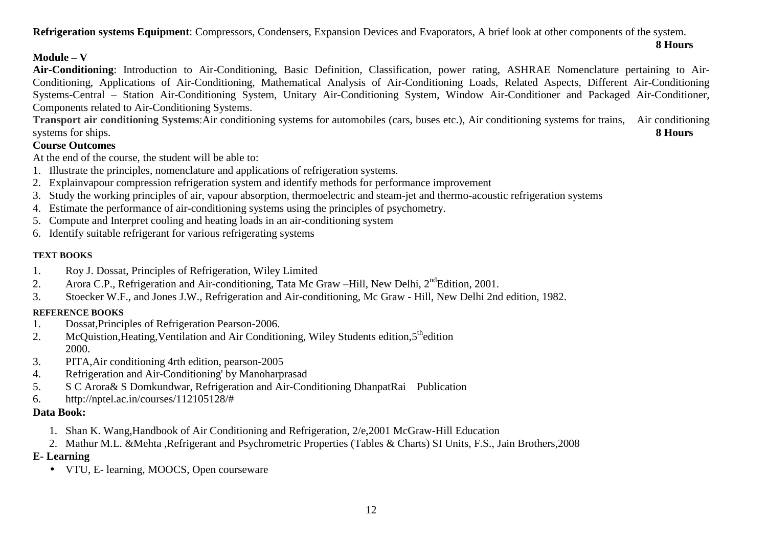**Refrigeration systems Equipment**: Compressors, Condensers, Expansion Devices and Evaporators, A brief look at other components of the system.

**8 Hours**

**Module – V**

**Air-Conditioning**: Introduction to Air-Conditioning, Basic Definition, Classification, power rating, ASHRAE Nomenclature pertaining to Air-Conditioning, Applications of Air-Conditioning, Mathematical Analysis of Air-Conditioning Loads, Related Aspects, Different Air-Conditioning Systems-Central – Station Air-Conditioning System, Unitary Air-Conditioning System, Window Air-Conditioner and Packaged Air-Conditioner, Components related to Air-Conditioning Systems.

**Transport air conditioning Systems**:Air conditioning systems for automobiles (cars, buses etc.), Air conditioning systems for trains, Air conditioning systems for ships.

**8 Hours**

**Course Outcomes**

At the end of the course, the student will be able to:

1. Illustrate the principles, nomenclature and applications of refrigeration systems.
2. Explainvapour compression refrigeration system and identify methods for performance improvement
3. Study the working principles of air, vapour absorption, thermoelectric and steam-jet and thermo-acoustic refrigeration systems
4. Estimate the performance of air-conditioning systems using the principles of psychometry.
5. Compute and Interpret cooling and heating loads in an air-conditioning system
6. Identify suitable refrigerant for various refrigerating systems

**TEXT BOOKS**

1. Roy J. Dossat, Principles of Refrigeration, Wiley Limited
2. Arora C.P., Refrigeration and Air-conditioning, Tata Mc Graw –Hill, New Delhi, 2nd Edition, 2001.
3. Stoecker W.F., and Jones J.W., Refrigeration and Air-conditioning, Mc Graw - Hill, New Delhi 2nd edition, 1982.

**REFERENCE BOOKS**

1. Dossat,Principles of Refrigeration Pearson-2006.
2. McQuistion,Heating,Ventilation and Air Conditioning, Wiley Students edition,5th edition 2000.
3. PITA,Air conditioning 4rth edition, pearson-2005
4. Refrigeration and Air-Conditioning' by Manoharprasad
5. S C Arora& S Domkundwar, Refrigeration and Air-Conditioning DhanpatRai Publication
6. http://nptel.ac.in/courses/112105128/#

**Data Book:**

1. Shan K. Wang,Handbook of Air Conditioning and Refrigeration, 2/e,2001 McGraw-Hill Education
2. Mathur M.L. &Mehta ,Refrigerant and Psychrometric Properties (Tables & Charts) SI Units, F.S., Jain Brothers,2008

**E- Learning**

- VTU, E- learning, MOOCS, Open courseware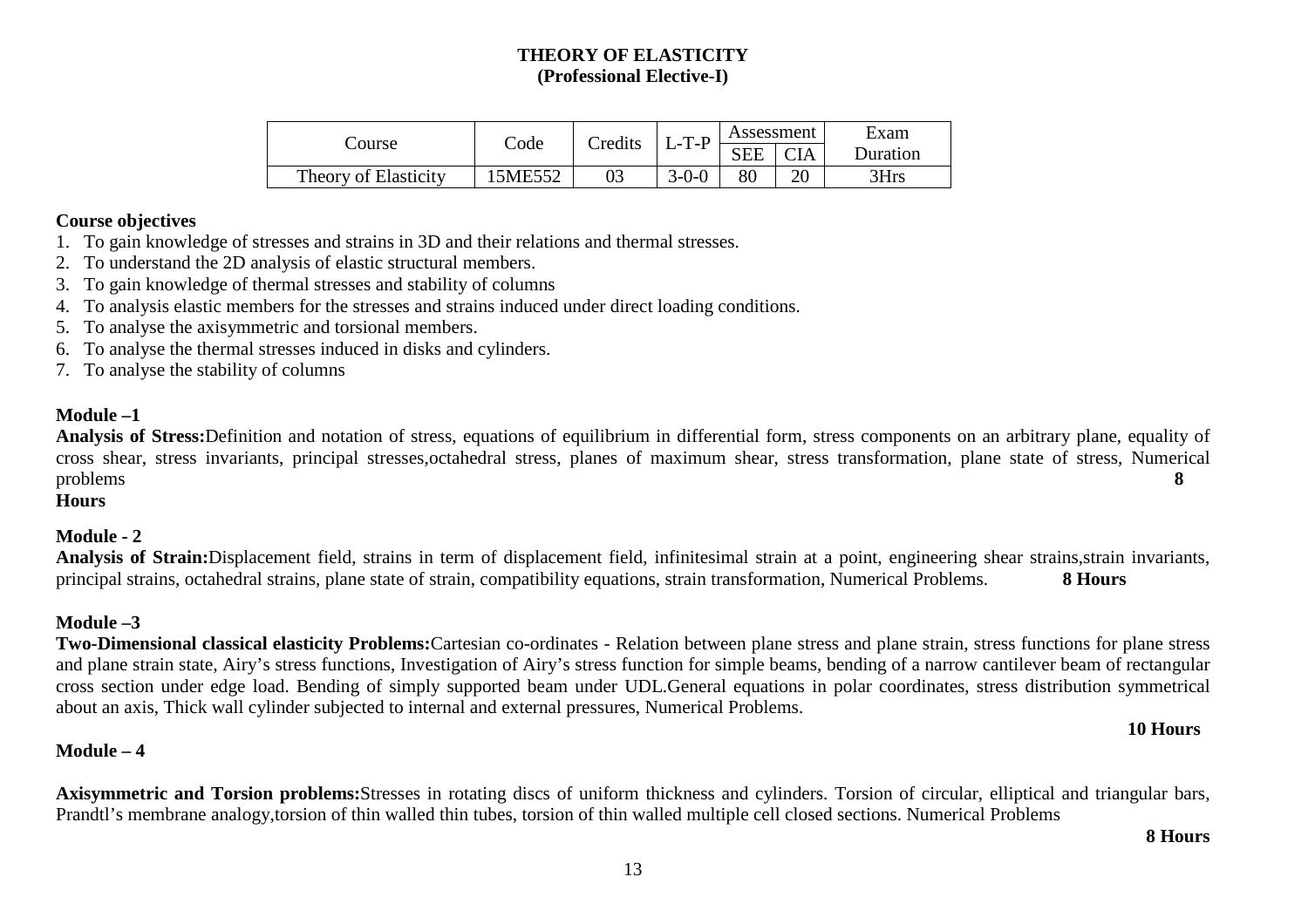# THEORY OF ELASTICITY
## (Professional Elective-I)

| Course | Code | Credits | L-T-P | Assessment | | Exam Duration |
|---|---|---|---|---|---|---|
| | | | | SEE | CIA | |
| Theory of Elasticity | 15ME552 | 03 | 3-0-0 | 80 | 20 | 3Hrs |

**Course objectives**

1. To gain knowledge of stresses and strains in 3D and their relations and thermal stresses.
2. To understand the 2D analysis of elastic structural members.
3. To gain knowledge of thermal stresses and stability of columns
4. To analysis elastic members for the stresses and strains induced under direct loading conditions.
5. To analyse the axisymmetric and torsional members.
6. To analyse the thermal stresses induced in disks and cylinders.
7. To analyse the stability of columns

**Module –1**

**Analysis of Stress:**Definition and notation of stress, equations of equilibrium in differential form, stress components on an arbitrary plane, equality of cross shear, stress invariants, principal stresses,octahedral stress, planes of maximum shear, stress transformation, plane state of stress, Numerical problems **8 Hours**

**Module - 2**

**Analysis of Strain:**Displacement field, strains in term of displacement field, infinitesimal strain at a point, engineering shear strains,strain invariants, principal strains, octahedral strains, plane state of strain, compatibility equations, strain transformation, Numerical Problems. **8 Hours**

**Module –3**

**Two-Dimensional classical elasticity Problems:**Cartesian co-ordinates - Relation between plane stress and plane strain, stress functions for plane stress and plane strain state, Airy's stress functions, Investigation of Airy's stress function for simple beams, bending of a narrow cantilever beam of rectangular cross section under edge load. Bending of simply supported beam under UDL.General equations in polar coordinates, stress distribution symmetrical about an axis, Thick wall cylinder subjected to internal and external pressures, Numerical Problems.

**10 Hours**

**Module – 4**

**Axisymmetric and Torsion problems:**Stresses in rotating discs of uniform thickness and cylinders. Torsion of circular, elliptical and triangular bars, Prandtl's membrane analogy,torsion of thin walled thin tubes, torsion of thin walled multiple cell closed sections. Numerical Problems

**8 Hours**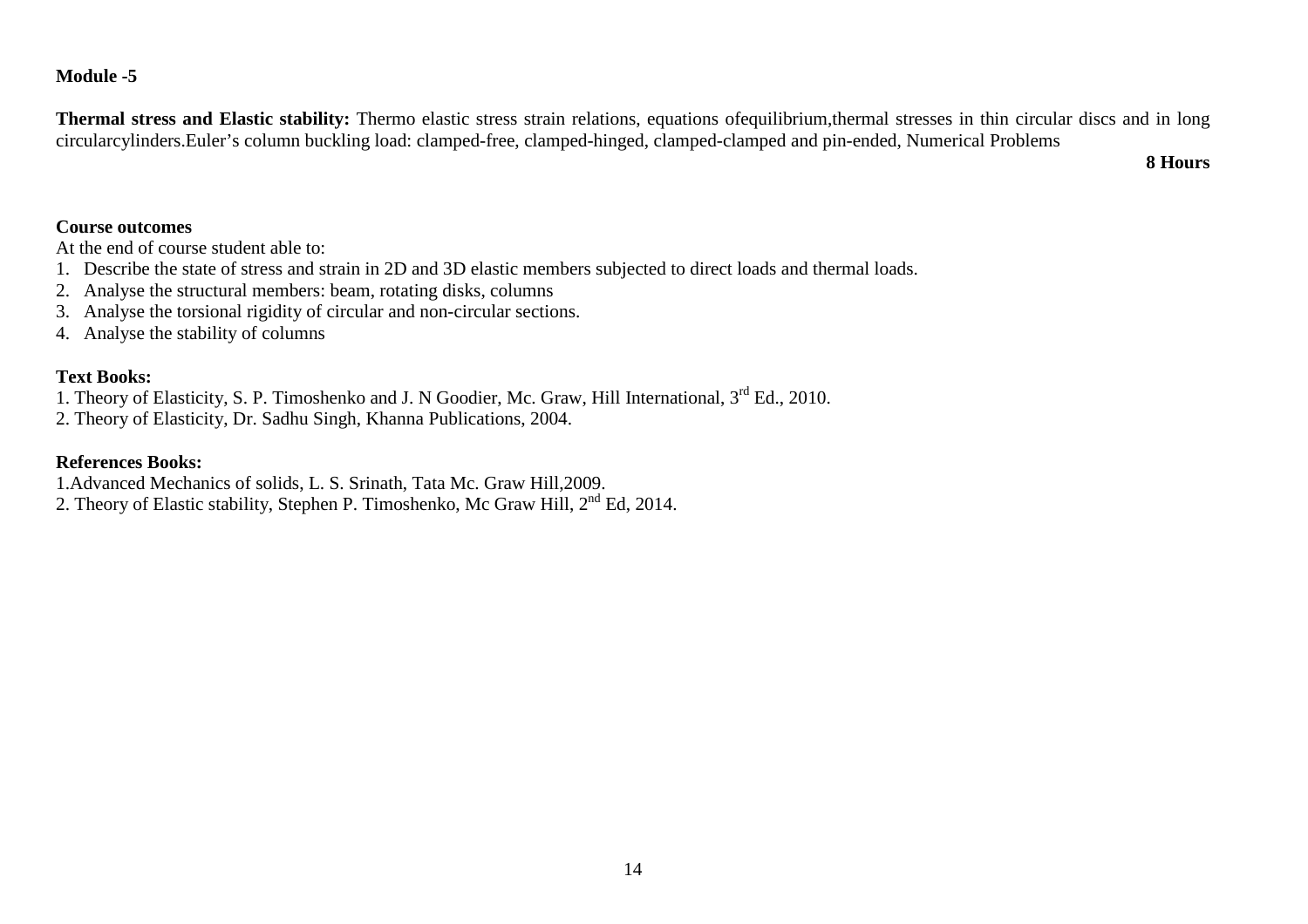**Module -5**

**Thermal stress and Elastic stability:** Thermo elastic stress strain relations, equations ofequilibrium,thermal stresses in thin circular discs and in long circularcylinders.Euler's column buckling load: clamped-free, clamped-hinged, clamped-clamped and pin-ended, Numerical Problems

**8 Hours**

**Course outcomes**

At the end of course student able to:

1. Describe the state of stress and strain in 2D and 3D elastic members subjected to direct loads and thermal loads.
2. Analyse the structural members: beam, rotating disks, columns
3. Analyse the torsional rigidity of circular and non-circular sections.
4. Analyse the stability of columns

**Text Books:**

1. Theory of Elasticity, S. P. Timoshenko and J. N Goodier, Mc. Graw, Hill International, 3rd Ed., 2010.
2. Theory of Elasticity, Dr. Sadhu Singh, Khanna Publications, 2004.

**References Books:**

1.Advanced Mechanics of solids, L. S. Srinath, Tata Mc. Graw Hill,2009.
2. Theory of Elastic stability, Stephen P. Timoshenko, Mc Graw Hill, 2nd Ed, 2014.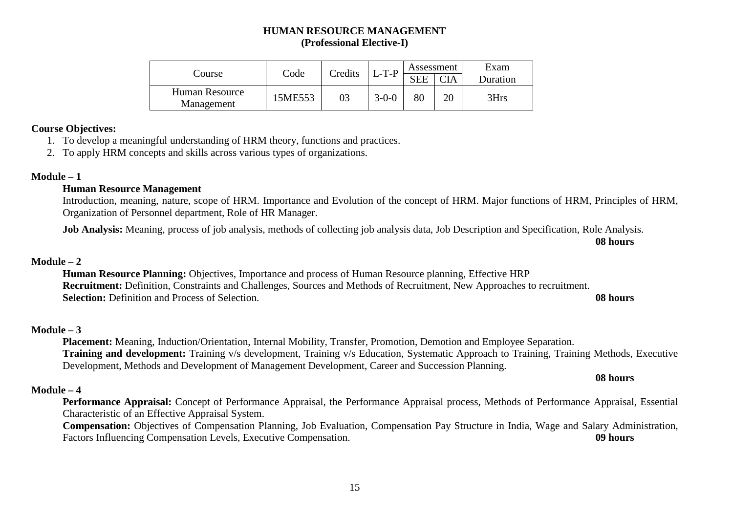# HUMAN RESOURCE MANAGEMENT
## (Professional Elective-I)

| Course | Code | Credits | L-T-P | Assessment | | Exam Duration |
|---|---|---|---|---|---|---|
| | | | | SEE | CIA | |
| Human Resource Management | 15ME553 | 03 | 3-0-0 | 80 | 20 | 3Hrs |

**Course Objectives:**

1. To develop a meaningful understanding of HRM theory, functions and practices.
2. To apply HRM concepts and skills across various types of organizations.

**Module – 1**

**Human Resource Management**

Introduction, meaning, nature, scope of HRM. Importance and Evolution of the concept of HRM. Major functions of HRM, Principles of HRM, Organization of Personnel department, Role of HR Manager.

**Job Analysis:** Meaning, process of job analysis, methods of collecting job analysis data, Job Description and Specification, Role Analysis.

**08 hours**

**Module – 2**

**Human Resource Planning:** Objectives, Importance and process of Human Resource planning, Effective HRP

**Recruitment:** Definition, Constraints and Challenges, Sources and Methods of Recruitment, New Approaches to recruitment.

**Selection:** Definition and Process of Selection.

**08 hours**

**Module – 3**

**Placement:** Meaning, Induction/Orientation, Internal Mobility, Transfer, Promotion, Demotion and Employee Separation.

**Training and development:** Training v/s development, Training v/s Education, Systematic Approach to Training, Training Methods, Executive Development, Methods and Development of Management Development, Career and Succession Planning.

**08 hours**

**Module – 4**

**Performance Appraisal:** Concept of Performance Appraisal, the Performance Appraisal process, Methods of Performance Appraisal, Essential Characteristic of an Effective Appraisal System.

**Compensation:** Objectives of Compensation Planning, Job Evaluation, Compensation Pay Structure in India, Wage and Salary Administration, Factors Influencing Compensation Levels, Executive Compensation.

**09 hours**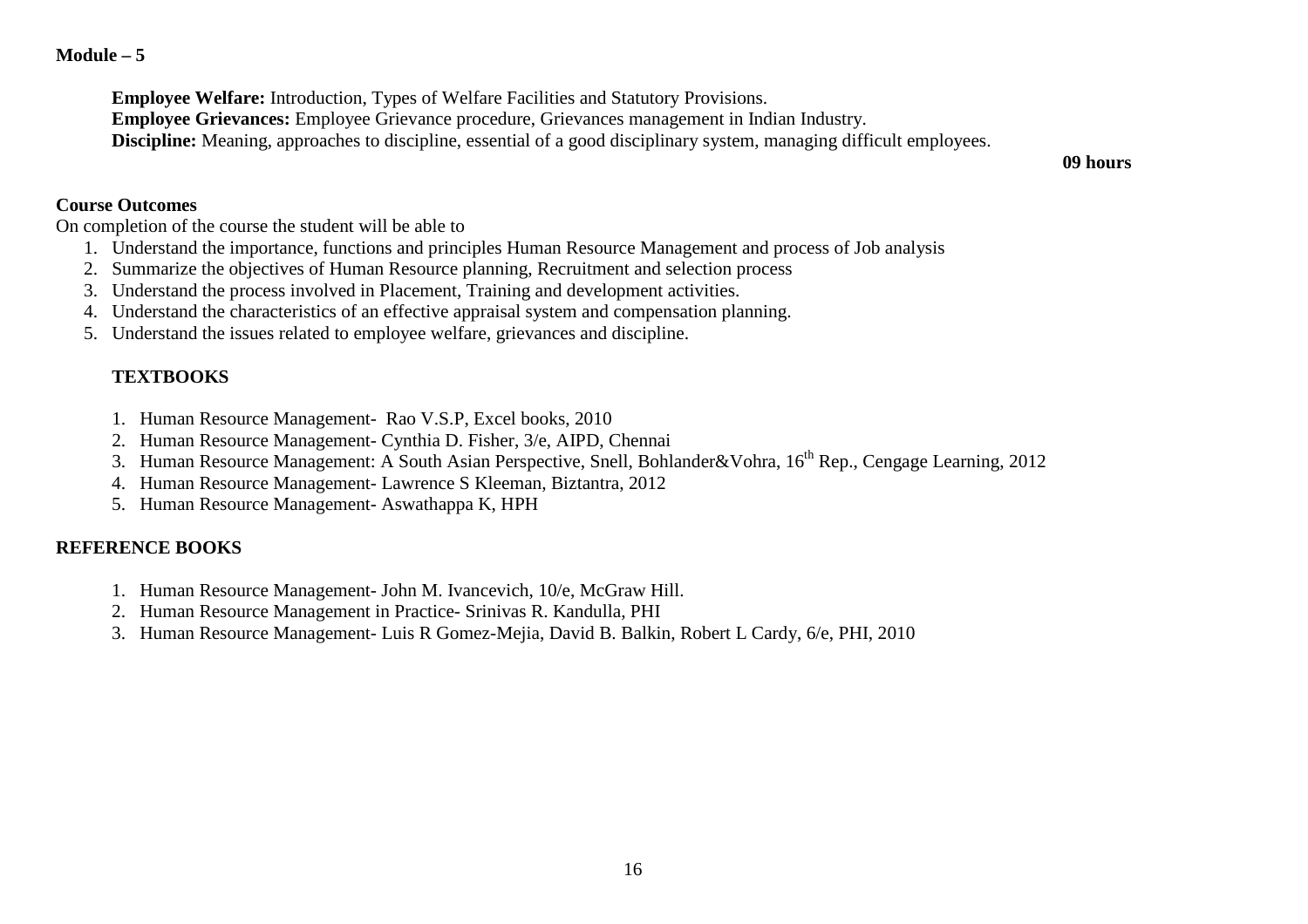**Module – 5**

**Employee Welfare:** Introduction, Types of Welfare Facilities and Statutory Provisions.
**Employee Grievances:** Employee Grievance procedure, Grievances management in Indian Industry.
**Discipline:** Meaning, approaches to discipline, essential of a good disciplinary system, managing difficult employees.

**09 hours**

**Course Outcomes**

On completion of the course the student will be able to

1. Understand the importance, functions and principles Human Resource Management and process of Job analysis
2. Summarize the objectives of Human Resource planning, Recruitment and selection process
3. Understand the process involved in Placement, Training and development activities.
4. Understand the characteristics of an effective appraisal system and compensation planning.
5. Understand the issues related to employee welfare, grievances and discipline.

**TEXTBOOKS**

1. Human Resource Management- Rao V.S.P, Excel books, 2010
2. Human Resource Management- Cynthia D. Fisher, 3/e, AIPD, Chennai
3. Human Resource Management: A South Asian Perspective, Snell, Bohlander&Vohra, 16th Rep., Cengage Learning, 2012
4. Human Resource Management- Lawrence S Kleeman, Biztantra, 2012
5. Human Resource Management- Aswathappa K, HPH

**REFERENCE BOOKS**

1. Human Resource Management- John M. Ivancevich, 10/e, McGraw Hill.
2. Human Resource Management in Practice- Srinivas R. Kandulla, PHI
3. Human Resource Management- Luis R Gomez-Mejia, David B. Balkin, Robert L Cardy, 6/e, PHI, 2010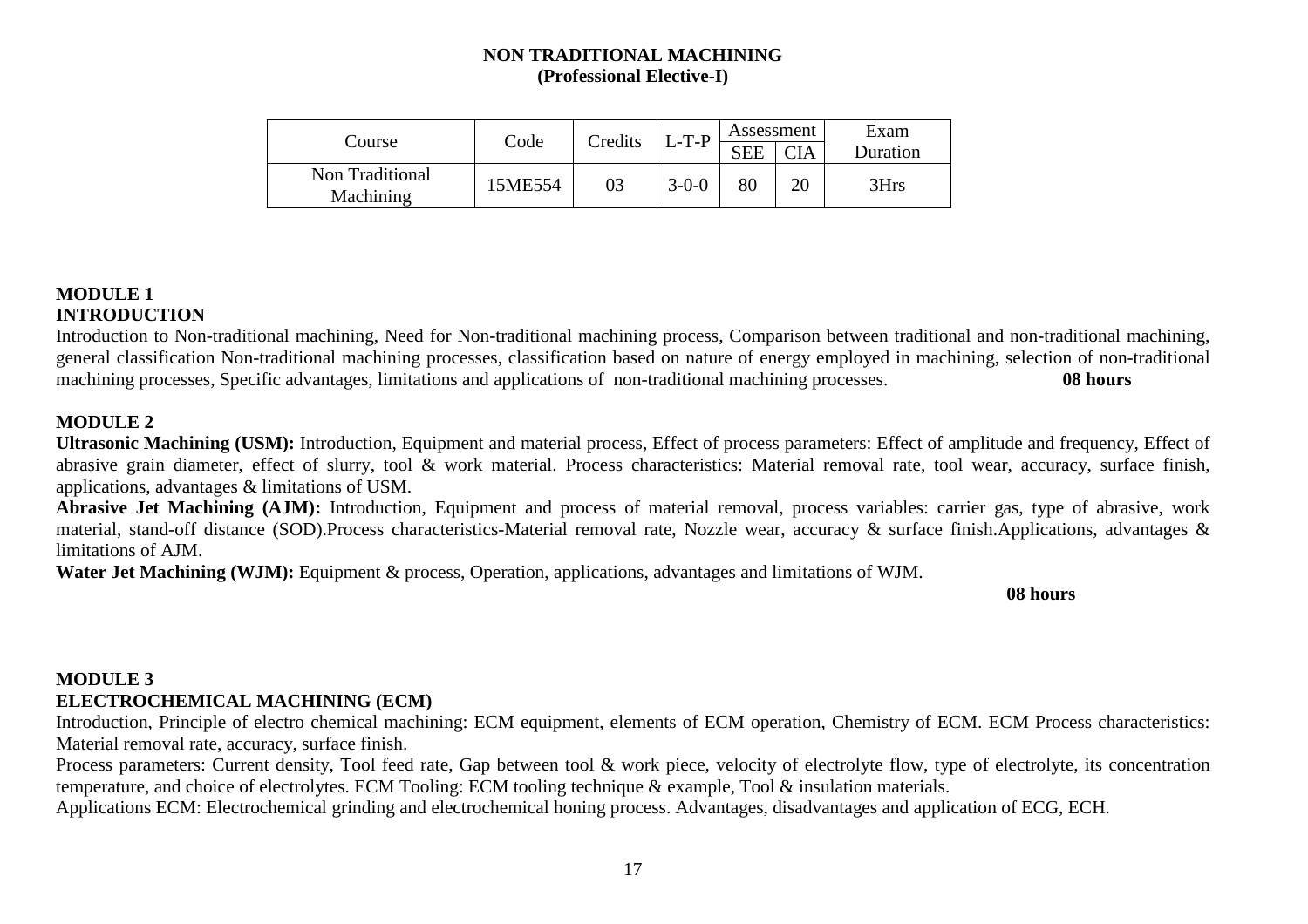# NON TRADITIONAL MACHINING
## (Professional Elective-I)

| Course | Code | Credits | L-T-P | Assessment | | Exam Duration |
|---|---|---|---|---|---|---|
| | | | | SEE | CIA | |
| Non Traditional Machining | 15ME554 | 03 | 3-0-0 | 80 | 20 | 3Hrs |

### MODULE 1
### INTRODUCTION

Introduction to Non-traditional machining, Need for Non-traditional machining process, Comparison between traditional and non-traditional machining, general classification Non-traditional machining processes, classification based on nature of energy employed in machining, selection of non-traditional machining processes, Specific advantages, limitations and applications of non-traditional machining processes. **08 hours**

### MODULE 2

**Ultrasonic Machining (USM):** Introduction, Equipment and material process, Effect of process parameters: Effect of amplitude and frequency, Effect of abrasive grain diameter, effect of slurry, tool & work material. Process characteristics: Material removal rate, tool wear, accuracy, surface finish, applications, advantages & limitations of USM.

**Abrasive Jet Machining (AJM):** Introduction, Equipment and process of material removal, process variables: carrier gas, type of abrasive, work material, stand-off distance (SOD).Process characteristics-Material removal rate, Nozzle wear, accuracy & surface finish.Applications, advantages & limitations of AJM.

**Water Jet Machining (WJM):** Equipment & process, Operation, applications, advantages and limitations of WJM.

**08 hours**

### MODULE 3
### ELECTROCHEMICAL MACHINING (ECM)

Introduction, Principle of electro chemical machining: ECM equipment, elements of ECM operation, Chemistry of ECM. ECM Process characteristics: Material removal rate, accuracy, surface finish.

Process parameters: Current density, Tool feed rate, Gap between tool & work piece, velocity of electrolyte flow, type of electrolyte, its concentration temperature, and choice of electrolytes. ECM Tooling: ECM tooling technique & example, Tool & insulation materials.

Applications ECM: Electrochemical grinding and electrochemical honing process. Advantages, disadvantages and application of ECG, ECH.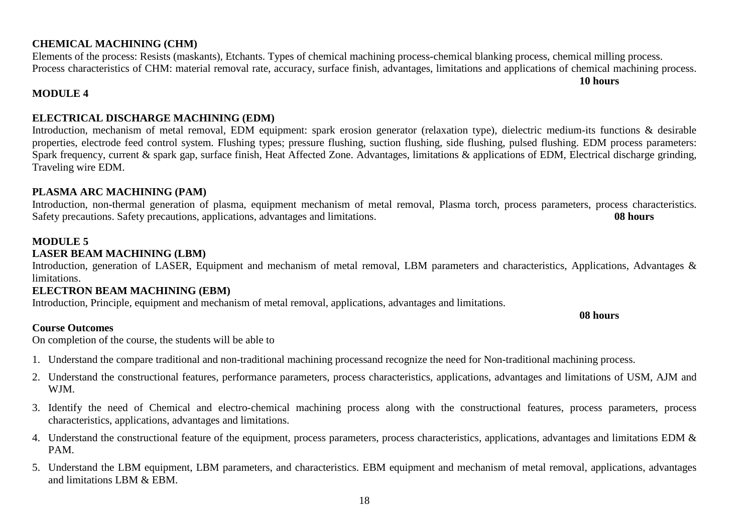**CHEMICAL MACHINING (CHM)**

Elements of the process: Resists (maskants), Etchants. Types of chemical machining process-chemical blanking process, chemical milling process. Process characteristics of CHM: material removal rate, accuracy, surface finish, advantages, limitations and applications of chemical machining process.

**10 hours**

## MODULE 4

**ELECTRICAL DISCHARGE MACHINING (EDM)**

Introduction, mechanism of metal removal, EDM equipment: spark erosion generator (relaxation type), dielectric medium-its functions & desirable properties, electrode feed control system. Flushing types; pressure flushing, suction flushing, side flushing, pulsed flushing. EDM process parameters: Spark frequency, current & spark gap, surface finish, Heat Affected Zone. Advantages, limitations & applications of EDM, Electrical discharge grinding, Traveling wire EDM.

**PLASMA ARC MACHINING (PAM)**

Introduction, non-thermal generation of plasma, equipment mechanism of metal removal, Plasma torch, process parameters, process characteristics. Safety precautions. Safety precautions, applications, advantages and limitations. **08 hours**

## MODULE 5

**LASER BEAM MACHINING (LBM)**

Introduction, generation of LASER, Equipment and mechanism of metal removal, LBM parameters and characteristics, Applications, Advantages & limitations.

**ELECTRON BEAM MACHINING (EBM)**

Introduction, Principle, equipment and mechanism of metal removal, applications, advantages and limitations.

**08 hours**

**Course Outcomes**

On completion of the course, the students will be able to

1. Understand the compare traditional and non-traditional machining processand recognize the need for Non-traditional machining process.
2. Understand the constructional features, performance parameters, process characteristics, applications, advantages and limitations of USM, AJM and WJM.
3. Identify the need of Chemical and electro-chemical machining process along with the constructional features, process parameters, process characteristics, applications, advantages and limitations.
4. Understand the constructional feature of the equipment, process parameters, process characteristics, applications, advantages and limitations EDM & PAM.
5. Understand the LBM equipment, LBM parameters, and characteristics. EBM equipment and mechanism of metal removal, applications, advantages and limitations LBM & EBM.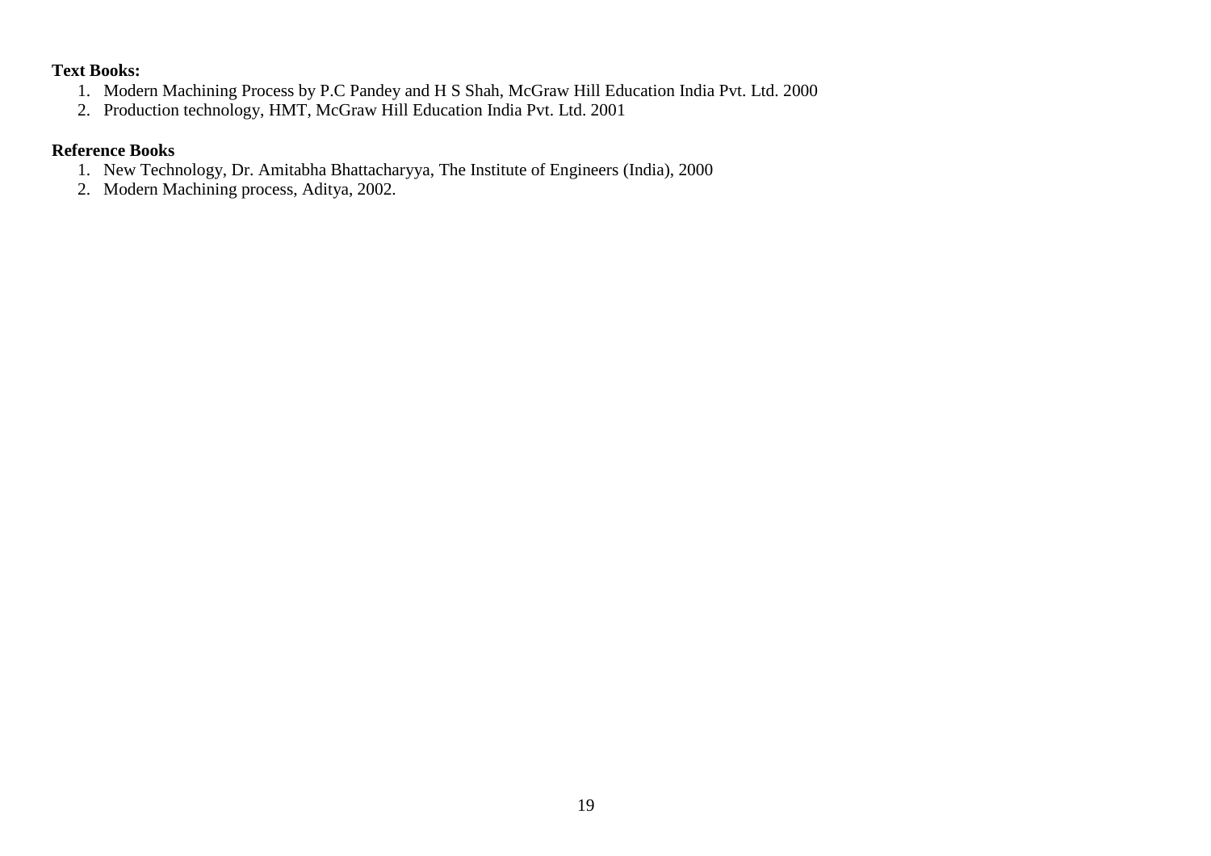**Text Books:**

1. Modern Machining Process by P.C Pandey and H S Shah, McGraw Hill Education India Pvt. Ltd. 2000
2. Production technology, HMT, McGraw Hill Education India Pvt. Ltd. 2001

**Reference Books**

1. New Technology, Dr. Amitabha Bhattacharyya, The Institute of Engineers (India), 2000
2. Modern Machining process, Aditya, 2002.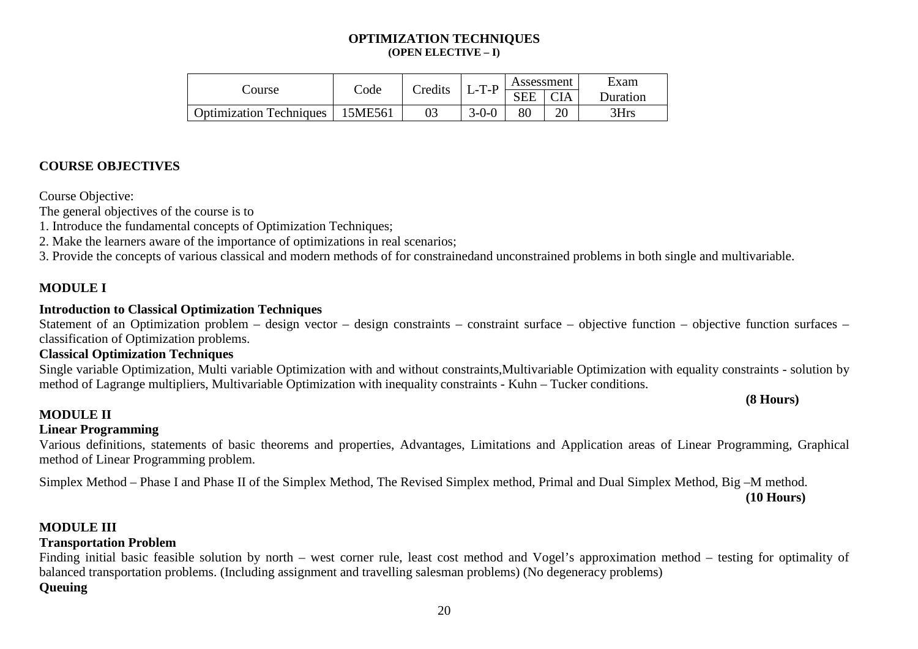**OPTIMIZATION TECHNIQUES**
**(OPEN ELECTIVE – I)**

| Course | Code | Credits | L-T-P | Assessment | | Exam Duration |
|---|---|---|---|---|---|---|
| | | | | SEE | CIA | |
| Optimization Techniques | 15ME561 | 03 | 3-0-0 | 80 | 20 | 3Hrs |

## COURSE OBJECTIVES

Course Objective:
The general objectives of the course is to
1. Introduce the fundamental concepts of Optimization Techniques;
2. Make the learners aware of the importance of optimizations in real scenarios;
3. Provide the concepts of various classical and modern methods of for constrainedand unconstrained problems in both single and multivariable.

## MODULE I

**Introduction to Classical Optimization Techniques**
Statement of an Optimization problem – design vector – design constraints – constraint surface – objective function – objective function surfaces – classification of Optimization problems.

**Classical Optimization Techniques**
Single variable Optimization, Multi variable Optimization with and without constraints,Multivariable Optimization with equality constraints - solution by method of Lagrange multipliers, Multivariable Optimization with inequality constraints - Kuhn – Tucker conditions.

**(8 Hours)**

## MODULE II

**Linear Programming**
Various definitions, statements of basic theorems and properties, Advantages, Limitations and Application areas of Linear Programming, Graphical method of Linear Programming problem.

Simplex Method – Phase I and Phase II of the Simplex Method, The Revised Simplex method, Primal and Dual Simplex Method, Big –M method.

**(10 Hours)**

## MODULE III

**Transportation Problem**
Finding initial basic feasible solution by north – west corner rule, least cost method and Vogel's approximation method – testing for optimality of balanced transportation problems. (Including assignment and travelling salesman problems) (No degeneracy problems)

**Queuing**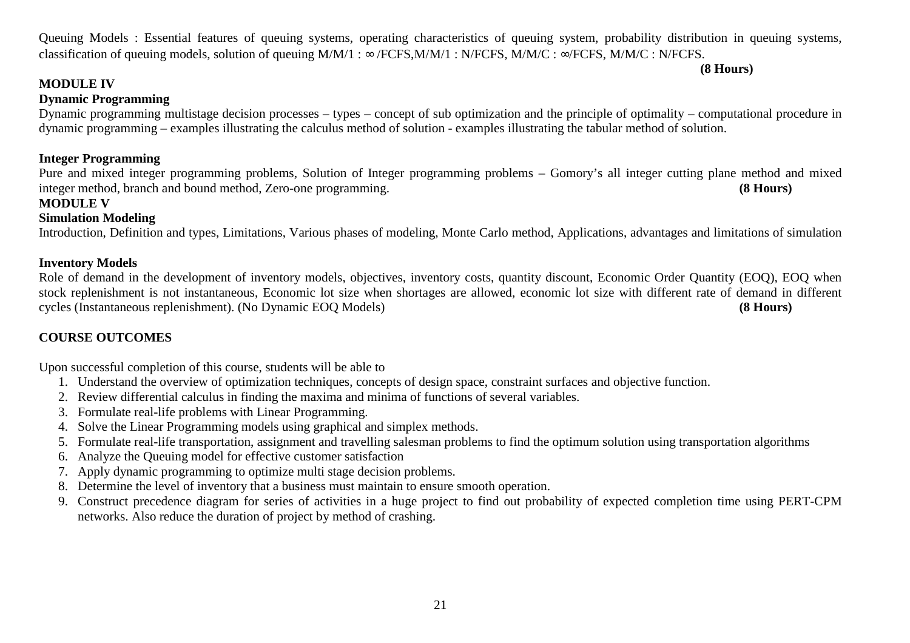Queuing Models : Essential features of queuing systems, operating characteristics of queuing system, probability distribution in queuing systems, classification of queuing models, solution of queuing M/M/1 : ∞ /FCFS,M/M/1 : N/FCFS, M/M/C : ∞/FCFS, M/M/C : N/FCFS.

**(8 Hours)**

**MODULE IV**

**Dynamic Programming**

Dynamic programming multistage decision processes – types – concept of sub optimization and the principle of optimality – computational procedure in dynamic programming – examples illustrating the calculus method of solution - examples illustrating the tabular method of solution.

**Integer Programming**

Pure and mixed integer programming problems, Solution of Integer programming problems – Gomory's all integer cutting plane method and mixed integer method, branch and bound method, Zero-one programming. **(8 Hours)**

**MODULE V**

**Simulation Modeling**

Introduction, Definition and types, Limitations, Various phases of modeling, Monte Carlo method, Applications, advantages and limitations of simulation

**Inventory Models**

Role of demand in the development of inventory models, objectives, inventory costs, quantity discount, Economic Order Quantity (EOQ), EOQ when stock replenishment is not instantaneous, Economic lot size when shortages are allowed, economic lot size with different rate of demand in different cycles (Instantaneous replenishment). (No Dynamic EOQ Models) **(8 Hours)**

**COURSE OUTCOMES**

Upon successful completion of this course, students will be able to

1. Understand the overview of optimization techniques, concepts of design space, constraint surfaces and objective function.
2. Review differential calculus in finding the maxima and minima of functions of several variables.
3. Formulate real-life problems with Linear Programming.
4. Solve the Linear Programming models using graphical and simplex methods.
5. Formulate real-life transportation, assignment and travelling salesman problems to find the optimum solution using transportation algorithms
6. Analyze the Queuing model for effective customer satisfaction
7. Apply dynamic programming to optimize multi stage decision problems.
8. Determine the level of inventory that a business must maintain to ensure smooth operation.
9. Construct precedence diagram for series of activities in a huge project to find out probability of expected completion time using PERT-CPM networks. Also reduce the duration of project by method of crashing.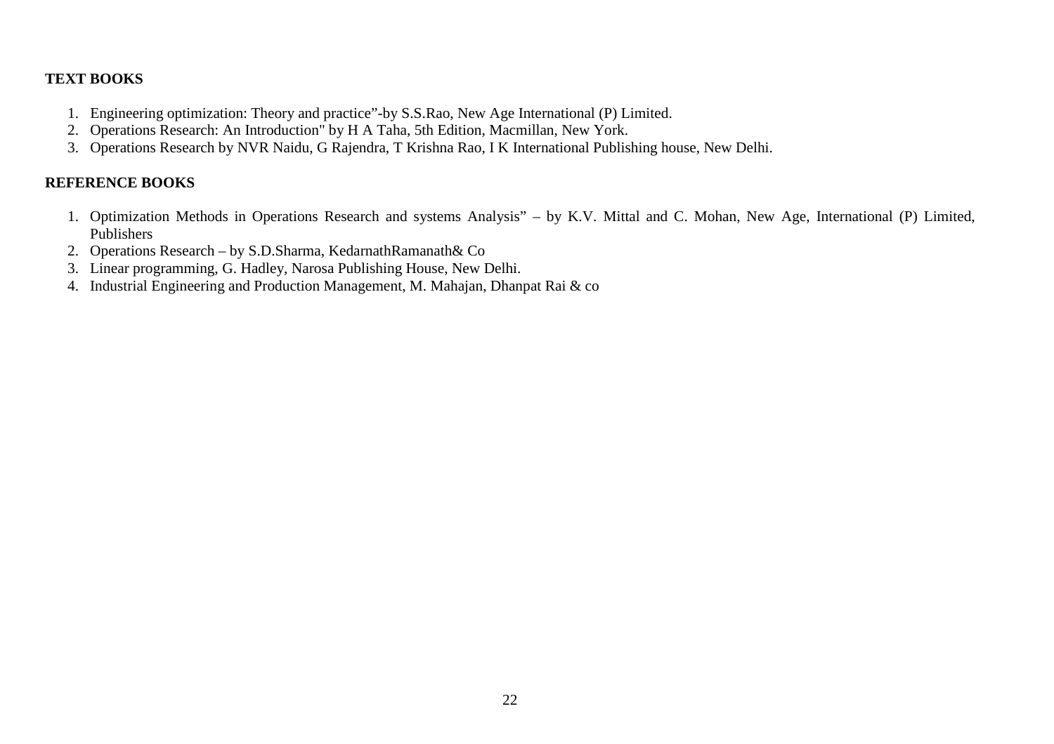**TEXT BOOKS**

1. Engineering optimization: Theory and practice"-by S.S.Rao, New Age International (P) Limited.
2. Operations Research: An Introduction" by H A Taha, 5th Edition, Macmillan, New York.
3. Operations Research by NVR Naidu, G Rajendra, T Krishna Rao, I K International Publishing house, New Delhi.

**REFERENCE BOOKS**

1. Optimization Methods in Operations Research and systems Analysis" – by K.V. Mittal and C. Mohan, New Age, International (P) Limited, Publishers
2. Operations Research – by S.D.Sharma, KedarnathRamanath& Co
3. Linear programming, G. Hadley, Narosa Publishing House, New Delhi.
4. Industrial Engineering and Production Management, M. Mahajan, Dhanpat Rai & co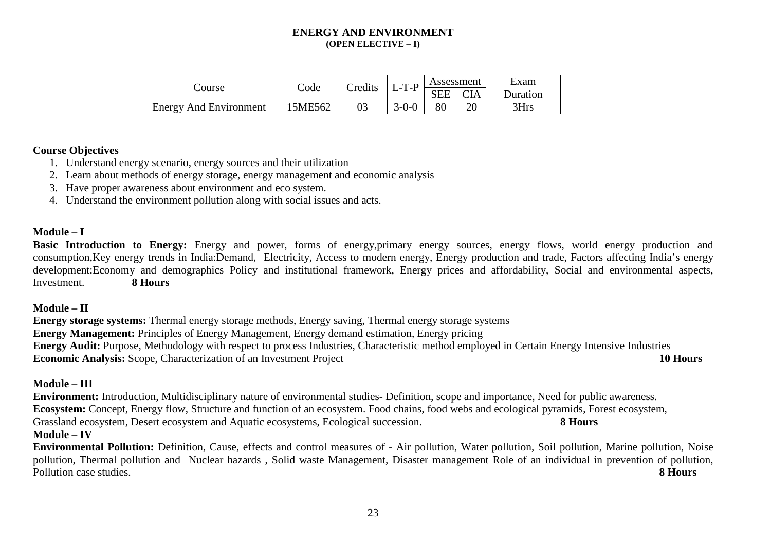# ENERGY AND ENVIRONMENT
## (OPEN ELECTIVE – I)

| Course | Code | Credits | L-T-P | Assessment | | Exam Duration |
|---|---|---|---|---|---|---|
| | | | | SEE | CIA | |
| Energy And Environment | 15ME562 | 03 | 3-0-0 | 80 | 20 | 3Hrs |

**Course Objectives**

1. Understand energy scenario, energy sources and their utilization
2. Learn about methods of energy storage, energy management and economic analysis
3. Have proper awareness about environment and eco system.
4. Understand the environment pollution along with social issues and acts.

**Module – I**

**Basic Introduction to Energy:** Energy and power, forms of energy,primary energy sources, energy flows, world energy production and consumption,Key energy trends in India:Demand, Electricity, Access to modern energy, Energy production and trade, Factors affecting India's energy development:Economy and demographics Policy and institutional framework, Energy prices and affordability, Social and environmental aspects, Investment. **8 Hours**

**Module – II**

**Energy storage systems:** Thermal energy storage methods, Energy saving, Thermal energy storage systems
**Energy Management:** Principles of Energy Management, Energy demand estimation, Energy pricing
**Energy Audit:** Purpose, Methodology with respect to process Industries, Characteristic method employed in Certain Energy Intensive Industries
**Economic Analysis:** Scope, Characterization of an Investment Project **10 Hours**

**Module – III**

**Environment:** Introduction, Multidisciplinary nature of environmental studies- Definition, scope and importance, Need for public awareness.
**Ecosystem:** Concept, Energy flow, Structure and function of an ecosystem. Food chains, food webs and ecological pyramids, Forest ecosystem, Grassland ecosystem, Desert ecosystem and Aquatic ecosystems, Ecological succession. **8 Hours**

**Module – IV**

**Environmental Pollution:** Definition, Cause, effects and control measures of - Air pollution, Water pollution, Soil pollution, Marine pollution, Noise pollution, Thermal pollution and Nuclear hazards , Solid waste Management, Disaster management Role of an individual in prevention of pollution, Pollution case studies. **8 Hours**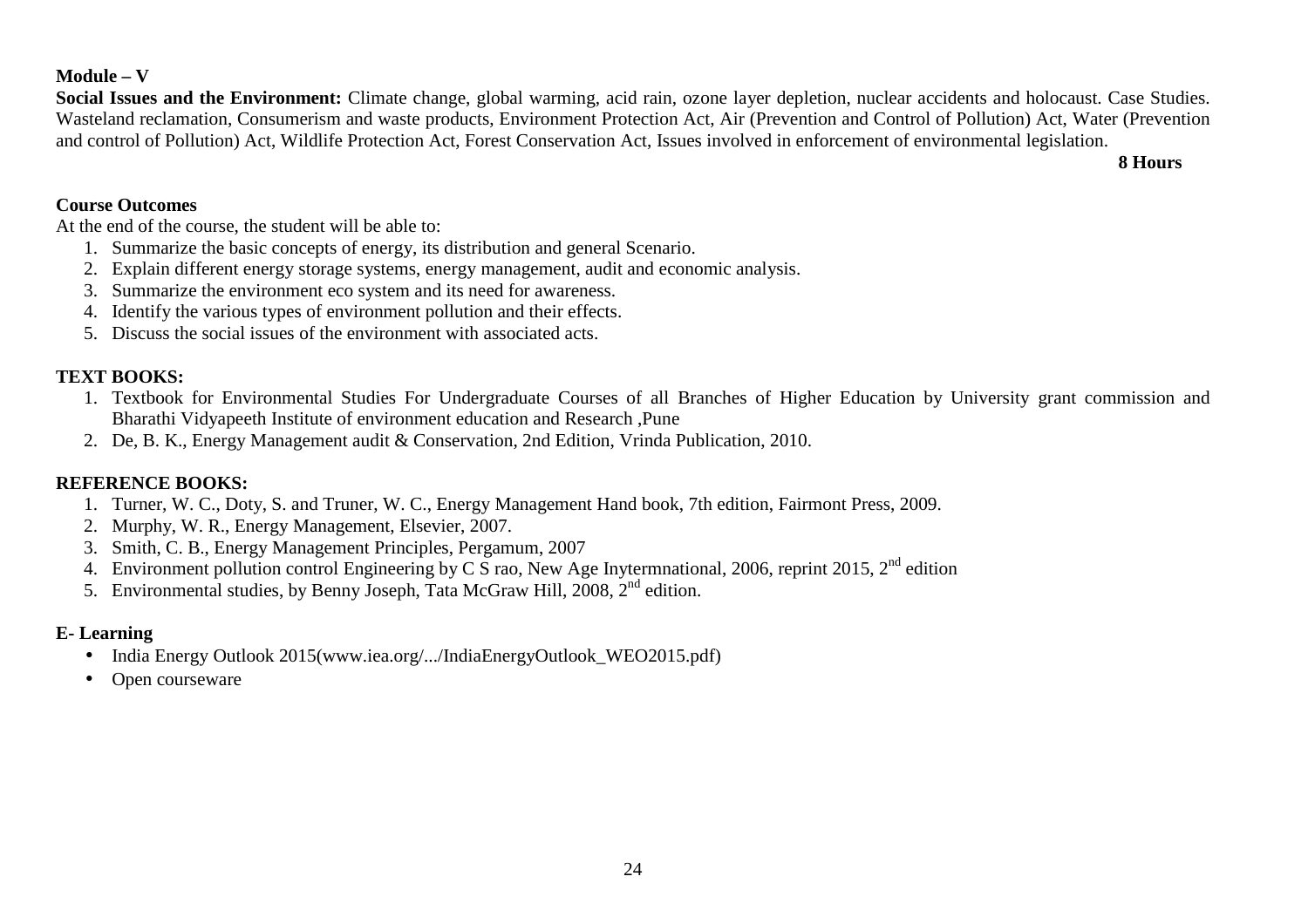**Module – V**

**Social Issues and the Environment:** Climate change, global warming, acid rain, ozone layer depletion, nuclear accidents and holocaust. Case Studies. Wasteland reclamation, Consumerism and waste products, Environment Protection Act, Air (Prevention and Control of Pollution) Act, Water (Prevention and control of Pollution) Act, Wildlife Protection Act, Forest Conservation Act, Issues involved in enforcement of environmental legislation.

**8 Hours**

**Course Outcomes**

At the end of the course, the student will be able to:

1. Summarize the basic concepts of energy, its distribution and general Scenario.
2. Explain different energy storage systems, energy management, audit and economic analysis.
3. Summarize the environment eco system and its need for awareness.
4. Identify the various types of environment pollution and their effects.
5. Discuss the social issues of the environment with associated acts.

**TEXT BOOKS:**

1. Textbook for Environmental Studies For Undergraduate Courses of all Branches of Higher Education by University grant commission and Bharathi Vidyapeeth Institute of environment education and Research ,Pune
2. De, B. K., Energy Management audit & Conservation, 2nd Edition, Vrinda Publication, 2010.

**REFERENCE BOOKS:**

1. Turner, W. C., Doty, S. and Truner, W. C., Energy Management Hand book, 7th edition, Fairmont Press, 2009.
2. Murphy, W. R., Energy Management, Elsevier, 2007.
3. Smith, C. B., Energy Management Principles, Pergamum, 2007
4. Environment pollution control Engineering by C S rao, New Age Inytermnational, 2006, reprint 2015, 2nd edition
5. Environmental studies, by Benny Joseph, Tata McGraw Hill, 2008, 2nd edition.

**E- Learning**

- India Energy Outlook 2015(www.iea.org/.../IndiaEnergyOutlook_WEO2015.pdf)
- Open courseware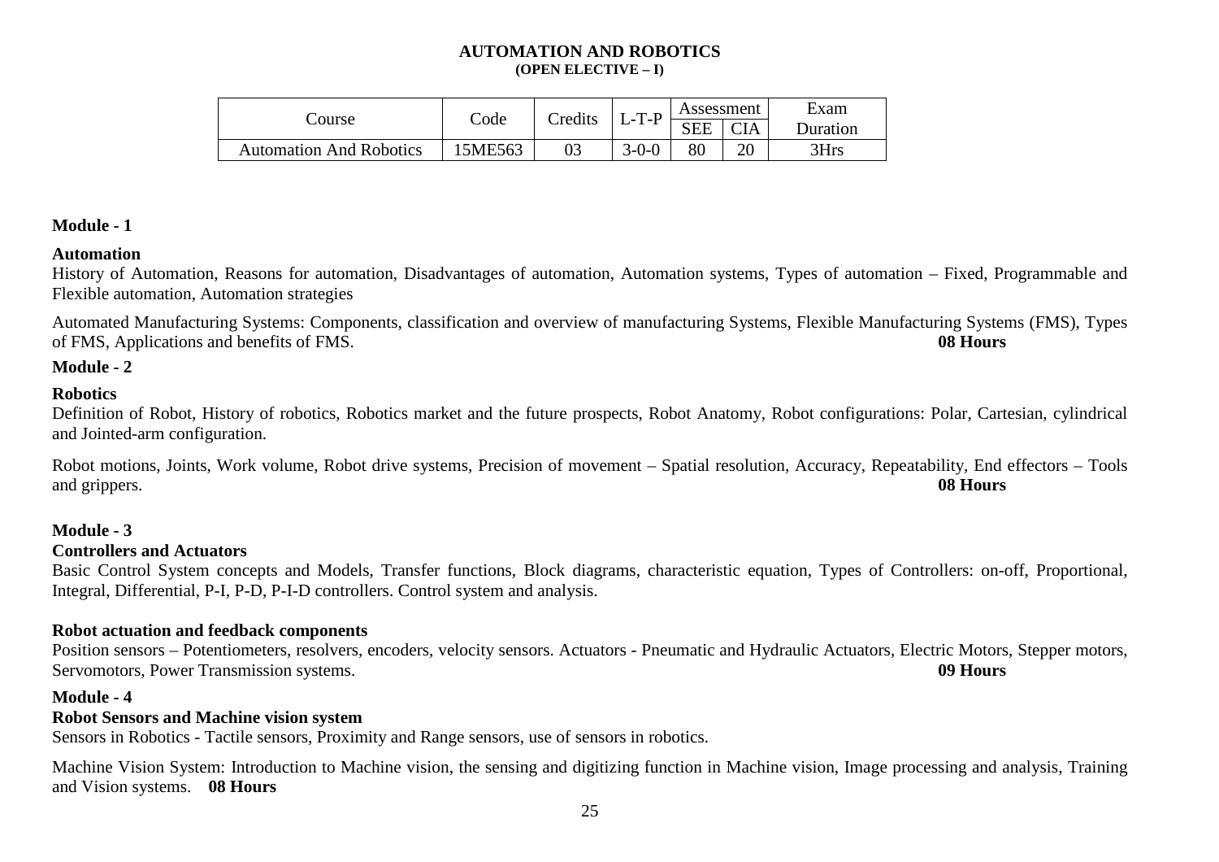# AUTOMATION AND ROBOTICS

**(OPEN ELECTIVE – I)**

| Course | Code | Credits | L-T-P | Assessment | | Exam Duration |
|---|---|---|---|---|---|---|
| | | | | SEE | CIA | |
| Automation And Robotics | 15ME563 | 03 | 3-0-0 | 80 | 20 | 3Hrs |

**Module - 1**

**Automation**

History of Automation, Reasons for automation, Disadvantages of automation, Automation systems, Types of automation – Fixed, Programmable and Flexible automation, Automation strategies

Automated Manufacturing Systems: Components, classification and overview of manufacturing Systems, Flexible Manufacturing Systems (FMS), Types of FMS, Applications and benefits of FMS. **08 Hours**

**Module - 2**

**Robotics**

Definition of Robot, History of robotics, Robotics market and the future prospects, Robot Anatomy, Robot configurations: Polar, Cartesian, cylindrical and Jointed-arm configuration.

Robot motions, Joints, Work volume, Robot drive systems, Precision of movement – Spatial resolution, Accuracy, Repeatability, End effectors – Tools and grippers. **08 Hours**

**Module - 3**

**Controllers and Actuators**

Basic Control System concepts and Models, Transfer functions, Block diagrams, characteristic equation, Types of Controllers: on-off, Proportional, Integral, Differential, P-I, P-D, P-I-D controllers. Control system and analysis.

**Robot actuation and feedback components**

Position sensors – Potentiometers, resolvers, encoders, velocity sensors. Actuators - Pneumatic and Hydraulic Actuators, Electric Motors, Stepper motors, Servomotors, Power Transmission systems. **09 Hours**

**Module - 4**

**Robot Sensors and Machine vision system**

Sensors in Robotics - Tactile sensors, Proximity and Range sensors, use of sensors in robotics.

Machine Vision System: Introduction to Machine vision, the sensing and digitizing function in Machine vision, Image processing and analysis, Training and Vision systems. **08 Hours**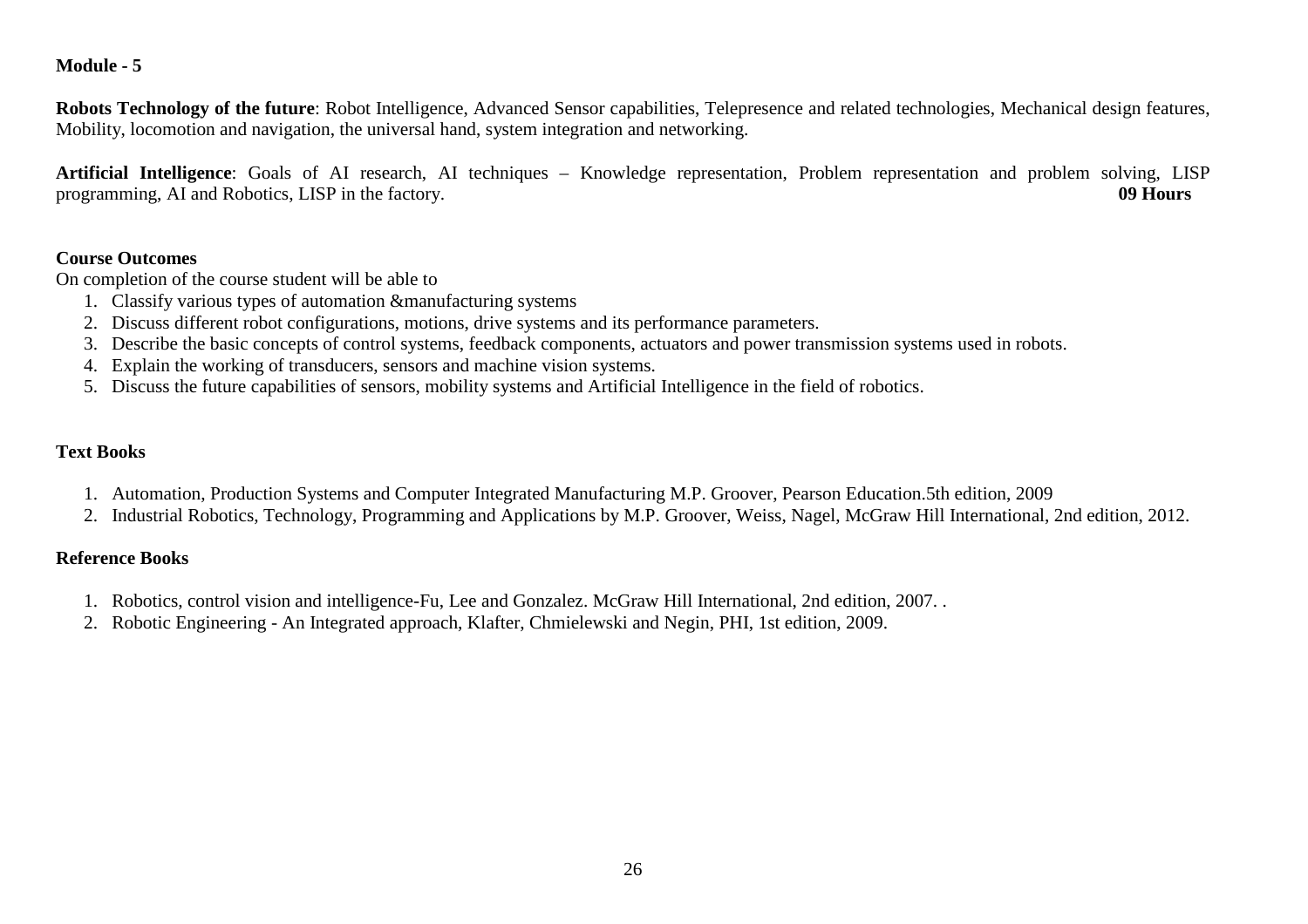**Module - 5**

**Robots Technology of the future**: Robot Intelligence, Advanced Sensor capabilities, Telepresence and related technologies, Mechanical design features, Mobility, locomotion and navigation, the universal hand, system integration and networking.

**Artificial Intelligence**: Goals of AI research, AI techniques – Knowledge representation, Problem representation and problem solving, LISP programming, AI and Robotics, LISP in the factory. **09 Hours**

**Course Outcomes**

On completion of the course student will be able to

1. Classify various types of automation &manufacturing systems
2. Discuss different robot configurations, motions, drive systems and its performance parameters.
3. Describe the basic concepts of control systems, feedback components, actuators and power transmission systems used in robots.
4. Explain the working of transducers, sensors and machine vision systems.
5. Discuss the future capabilities of sensors, mobility systems and Artificial Intelligence in the field of robotics.

**Text Books**

1. Automation, Production Systems and Computer Integrated Manufacturing M.P. Groover, Pearson Education.5th edition, 2009
2. Industrial Robotics, Technology, Programming and Applications by M.P. Groover, Weiss, Nagel, McGraw Hill International, 2nd edition, 2012.

**Reference Books**

1. Robotics, control vision and intelligence-Fu, Lee and Gonzalez. McGraw Hill International, 2nd edition, 2007. .
2. Robotic Engineering - An Integrated approach, Klafter, Chmielewski and Negin, PHI, 1st edition, 2009.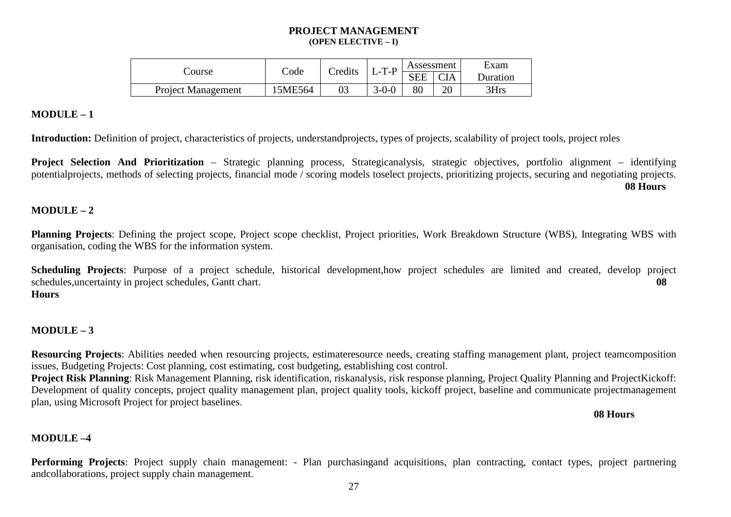# PROJECT MANAGEMENT
## (OPEN ELECTIVE – I)

| Course | Code | Credits | L-T-P | Assessment | | Exam Duration |
|---|---|---|---|---|---|---|
| | | | | SEE | CIA | |
| Project Management | 15ME564 | 03 | 3-0-0 | 80 | 20 | 3Hrs |

**MODULE – 1**

**Introduction:** Definition of project, characteristics of projects, understandprojects, types of projects, scalability of project tools, project roles

**Project Selection And Prioritization** – Strategic planning process, Strategicanalysis, strategic objectives, portfolio alignment – identifying potentialprojects, methods of selecting projects, financial mode / scoring models toselect projects, prioritizing projects, securing and negotiating projects.

**08 Hours**

**MODULE – 2**

**Planning Projects**: Defining the project scope, Project scope checklist, Project priorities, Work Breakdown Structure (WBS), Integrating WBS with organisation, coding the WBS for the information system.

**Scheduling Projects**: Purpose of a project schedule, historical development,how project schedules are limited and created, develop project schedules,uncertainty in project schedules, Gantt chart.

**08 Hours**

**MODULE – 3**

**Resourcing Projects**: Abilities needed when resourcing projects, estimateresource needs, creating staffing management plant, project teamcomposition issues, Budgeting Projects: Cost planning, cost estimating, cost budgeting, establishing cost control.

**Project Risk Planning**: Risk Management Planning, risk identification, riskanalysis, risk response planning, Project Quality Planning and ProjectKickoff: Development of quality concepts, project quality management plan, project quality tools, kickoff project, baseline and communicate projectmanagement plan, using Microsoft Project for project baselines.

**08 Hours**

**MODULE –4**

**Performing Projects**: Project supply chain management: - Plan purchasingand acquisitions, plan contracting, contact types, project partnering andcollaborations, project supply chain management.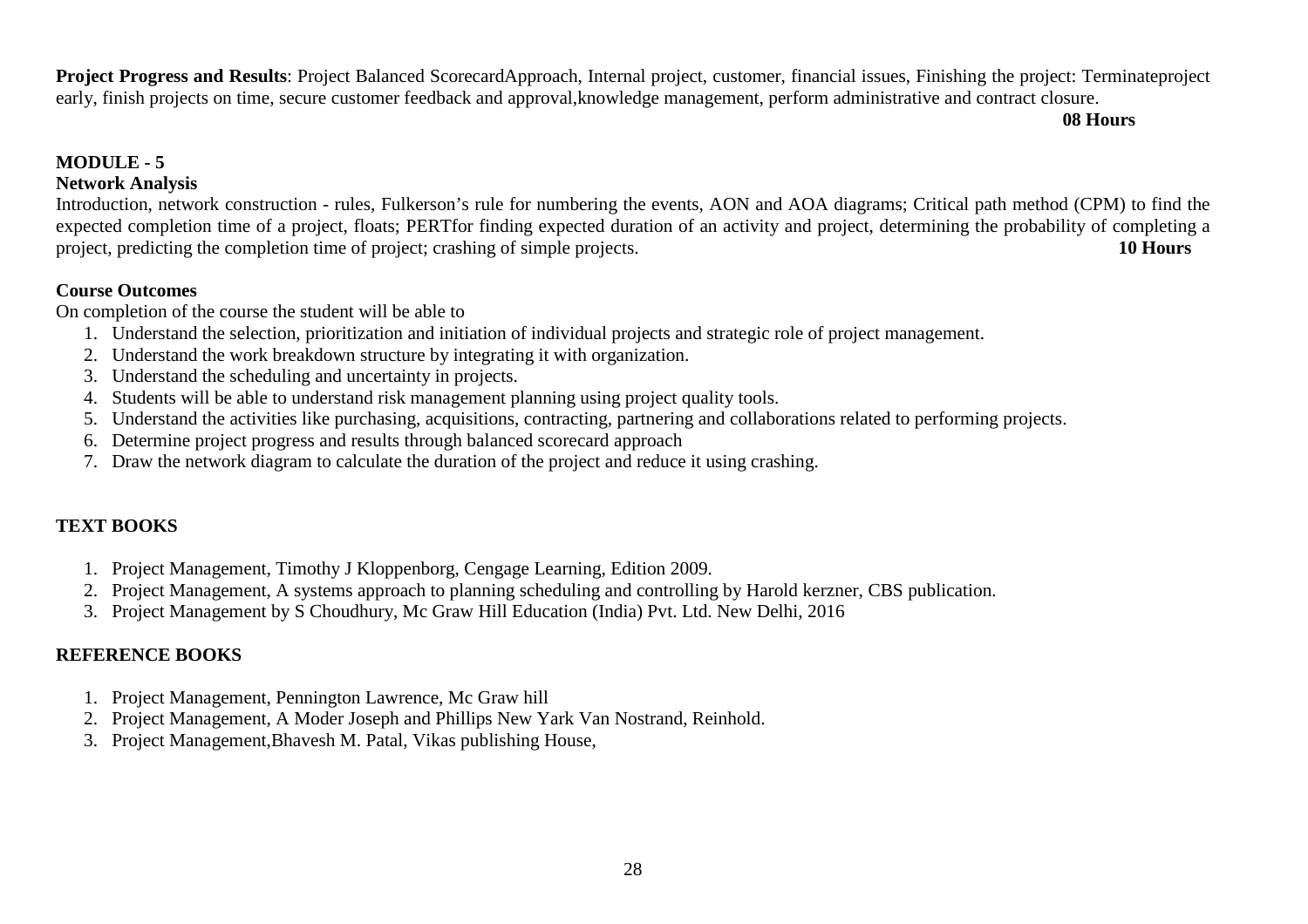**Project Progress and Results**: Project Balanced ScorecardApproach, Internal project, customer, financial issues, Finishing the project: Terminateproject early, finish projects on time, secure customer feedback and approval,knowledge management, perform administrative and contract closure.

**08 Hours**

**MODULE - 5**

**Network Analysis**

Introduction, network construction - rules, Fulkerson's rule for numbering the events, AON and AOA diagrams; Critical path method (CPM) to find the expected completion time of a project, floats; PERTfor finding expected duration of an activity and project, determining the probability of completing a project, predicting the completion time of project; crashing of simple projects. **10 Hours**

**Course Outcomes**

On completion of the course the student will be able to

1. Understand the selection, prioritization and initiation of individual projects and strategic role of project management.
2. Understand the work breakdown structure by integrating it with organization.
3. Understand the scheduling and uncertainty in projects.
4. Students will be able to understand risk management planning using project quality tools.
5. Understand the activities like purchasing, acquisitions, contracting, partnering and collaborations related to performing projects.
6. Determine project progress and results through balanced scorecard approach
7. Draw the network diagram to calculate the duration of the project and reduce it using crashing.

**TEXT BOOKS**

1. Project Management, Timothy J Kloppenborg, Cengage Learning, Edition 2009.
2. Project Management, A systems approach to planning scheduling and controlling by Harold kerzner, CBS publication.
3. Project Management by S Choudhury, Mc Graw Hill Education (India) Pvt. Ltd. New Delhi, 2016

**REFERENCE BOOKS**

1. Project Management, Pennington Lawrence, Mc Graw hill
2. Project Management, A Moder Joseph and Phillips New Yark Van Nostrand, Reinhold.
3. Project Management,Bhavesh M. Patal, Vikas publishing House,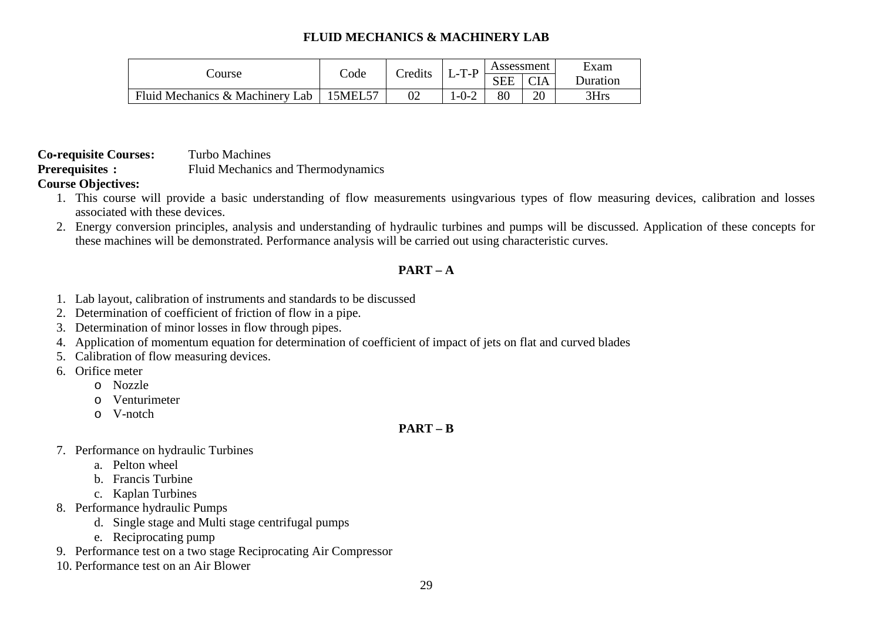# FLUID MECHANICS & MACHINERY LAB

| Course | Code | Credits | L-T-P | Assessment | | Exam Duration |
|---|---|---|---|---|---|---|
| | | | | SEE | CIA | |
| Fluid Mechanics & Machinery Lab | 15MEL57 | 02 | 1-0-2 | 80 | 20 | 3Hrs |

**Co-requisite Courses:** Turbo Machines

**Prerequisites :** Fluid Mechanics and Thermodynamics

**Course Objectives:**

1. This course will provide a basic understanding of flow measurements usingvarious types of flow measuring devices, calibration and losses associated with these devices.
2. Energy conversion principles, analysis and understanding of hydraulic turbines and pumps will be discussed. Application of these concepts for these machines will be demonstrated. Performance analysis will be carried out using characteristic curves.

## PART – A

1. Lab layout, calibration of instruments and standards to be discussed
2. Determination of coefficient of friction of flow in a pipe.
3. Determination of minor losses in flow through pipes.
4. Application of momentum equation for determination of coefficient of impact of jets on flat and curved blades
5. Calibration of flow measuring devices.
6. Orifice meter
   - Nozzle
   - Venturimeter
   - V-notch

## PART – B

7. Performance on hydraulic Turbines
   a. Pelton wheel
   b. Francis Turbine
   c. Kaplan Turbines
8. Performance hydraulic Pumps
   d. Single stage and Multi stage centrifugal pumps
   e. Reciprocating pump
9. Performance test on a two stage Reciprocating Air Compressor
10. Performance test on an Air Blower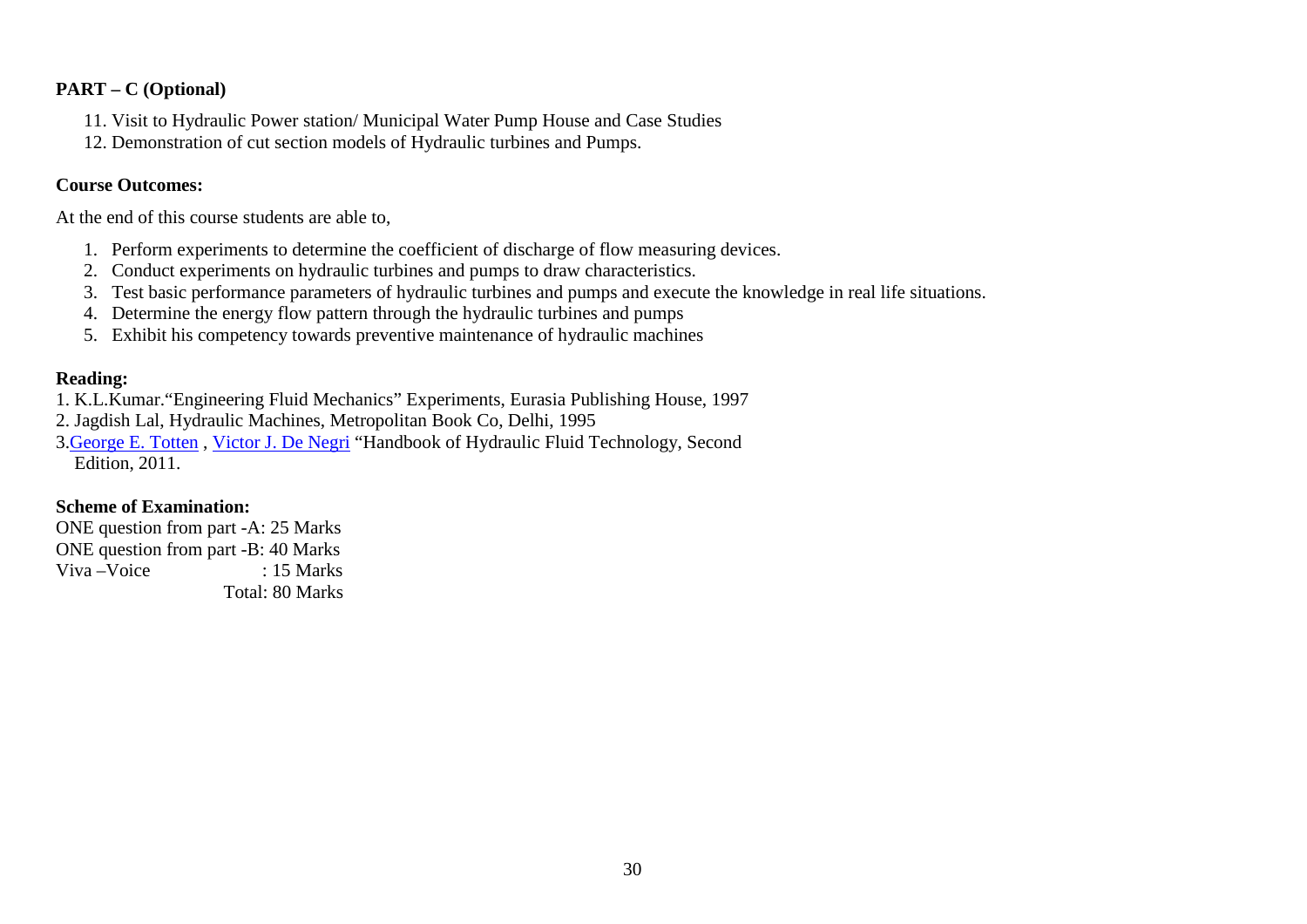**PART – C (Optional)**

11. Visit to Hydraulic Power station/ Municipal Water Pump House and Case Studies
12. Demonstration of cut section models of Hydraulic turbines and Pumps.

**Course Outcomes:**

At the end of this course students are able to,

1. Perform experiments to determine the coefficient of discharge of flow measuring devices.
2. Conduct experiments on hydraulic turbines and pumps to draw characteristics.
3. Test basic performance parameters of hydraulic turbines and pumps and execute the knowledge in real life situations.
4. Determine the energy flow pattern through the hydraulic turbines and pumps
5. Exhibit his competency towards preventive maintenance of hydraulic machines

**Reading:**

1. K.L.Kumar."Engineering Fluid Mechanics" Experiments, Eurasia Publishing House, 1997
2. Jagdish Lal, Hydraulic Machines, Metropolitan Book Co, Delhi, 1995
3. George E. Totten , Victor J. De Negri "Handbook of Hydraulic Fluid Technology, Second Edition, 2011.

**Scheme of Examination:**

ONE question from part -A: 25 Marks
ONE question from part -B: 40 Marks
Viva –Voice : 15 Marks
Total: 80 Marks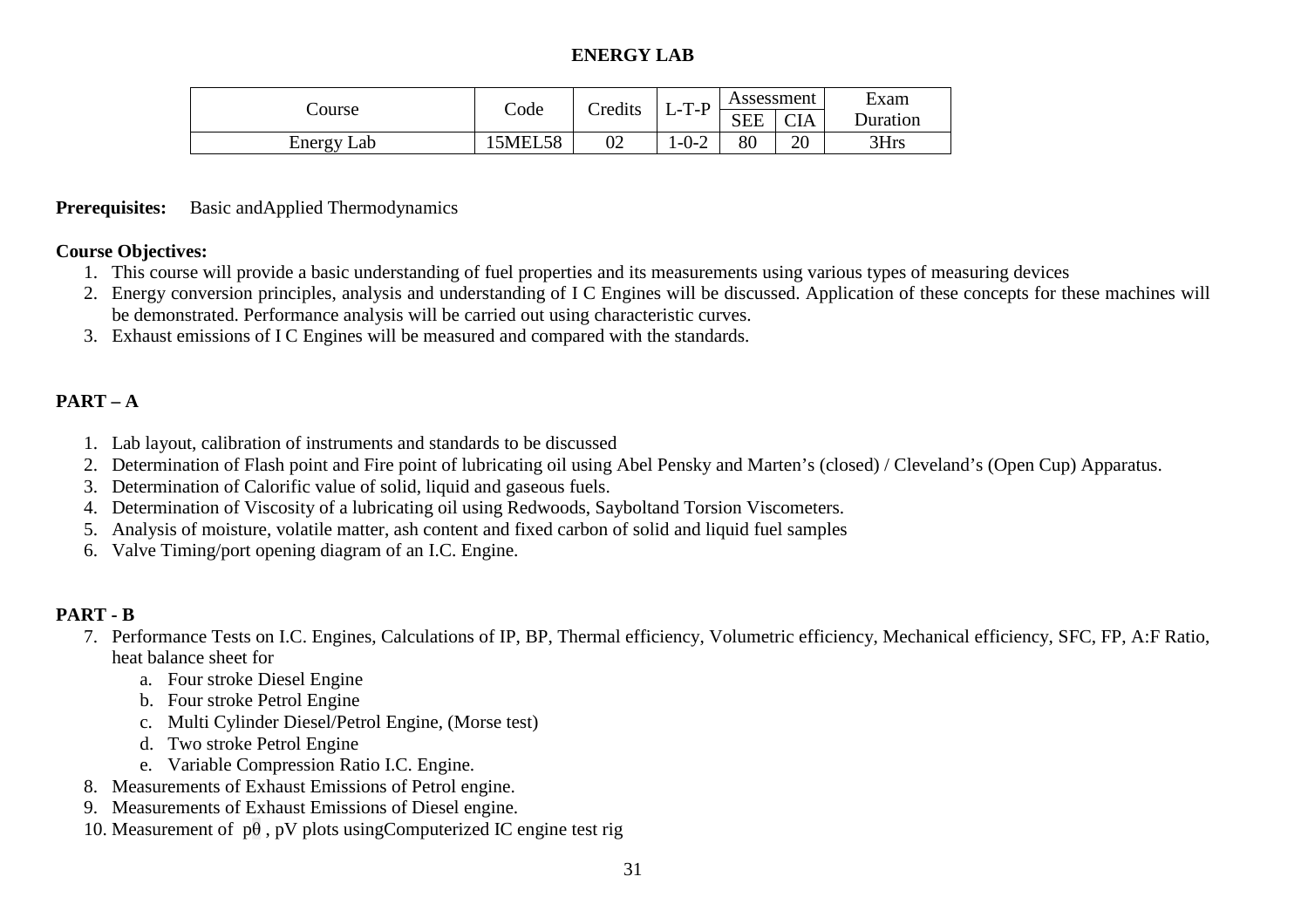## ENERGY LAB

| Course | Code | Credits | L-T-P | Assessment | | Exam Duration |
|---|---|---|---|---|---|---|
| | | | | SEE | CIA | |
| Energy Lab | 15MEL58 | 02 | 1-0-2 | 80 | 20 | 3Hrs |

**Prerequisites:** Basic andApplied Thermodynamics

**Course Objectives:**

1. This course will provide a basic understanding of fuel properties and its measurements using various types of measuring devices
2. Energy conversion principles, analysis and understanding of I C Engines will be discussed. Application of these concepts for these machines will be demonstrated. Performance analysis will be carried out using characteristic curves.
3. Exhaust emissions of I C Engines will be measured and compared with the standards.

### PART – A

1. Lab layout, calibration of instruments and standards to be discussed
2. Determination of Flash point and Fire point of lubricating oil using Abel Pensky and Marten's (closed) / Cleveland's (Open Cup) Apparatus.
3. Determination of Calorific value of solid, liquid and gaseous fuels.
4. Determination of Viscosity of a lubricating oil using Redwoods, Sayboltand Torsion Viscometers.
5. Analysis of moisture, volatile matter, ash content and fixed carbon of solid and liquid fuel samples
6. Valve Timing/port opening diagram of an I.C. Engine.

### PART - B

7. Performance Tests on I.C. Engines, Calculations of IP, BP, Thermal efficiency, Volumetric efficiency, Mechanical efficiency, SFC, FP, A:F Ratio, heat balance sheet for
   a. Four stroke Diesel Engine
   b. Four stroke Petrol Engine
   c. Multi Cylinder Diesel/Petrol Engine, (Morse test)
   d. Two stroke Petrol Engine
   e. Variable Compression Ratio I.C. Engine.
8. Measurements of Exhaust Emissions of Petrol engine.
9. Measurements of Exhaust Emissions of Diesel engine.
10. Measurement of $p\theta$ , pV plots usingComputerized IC engine test rig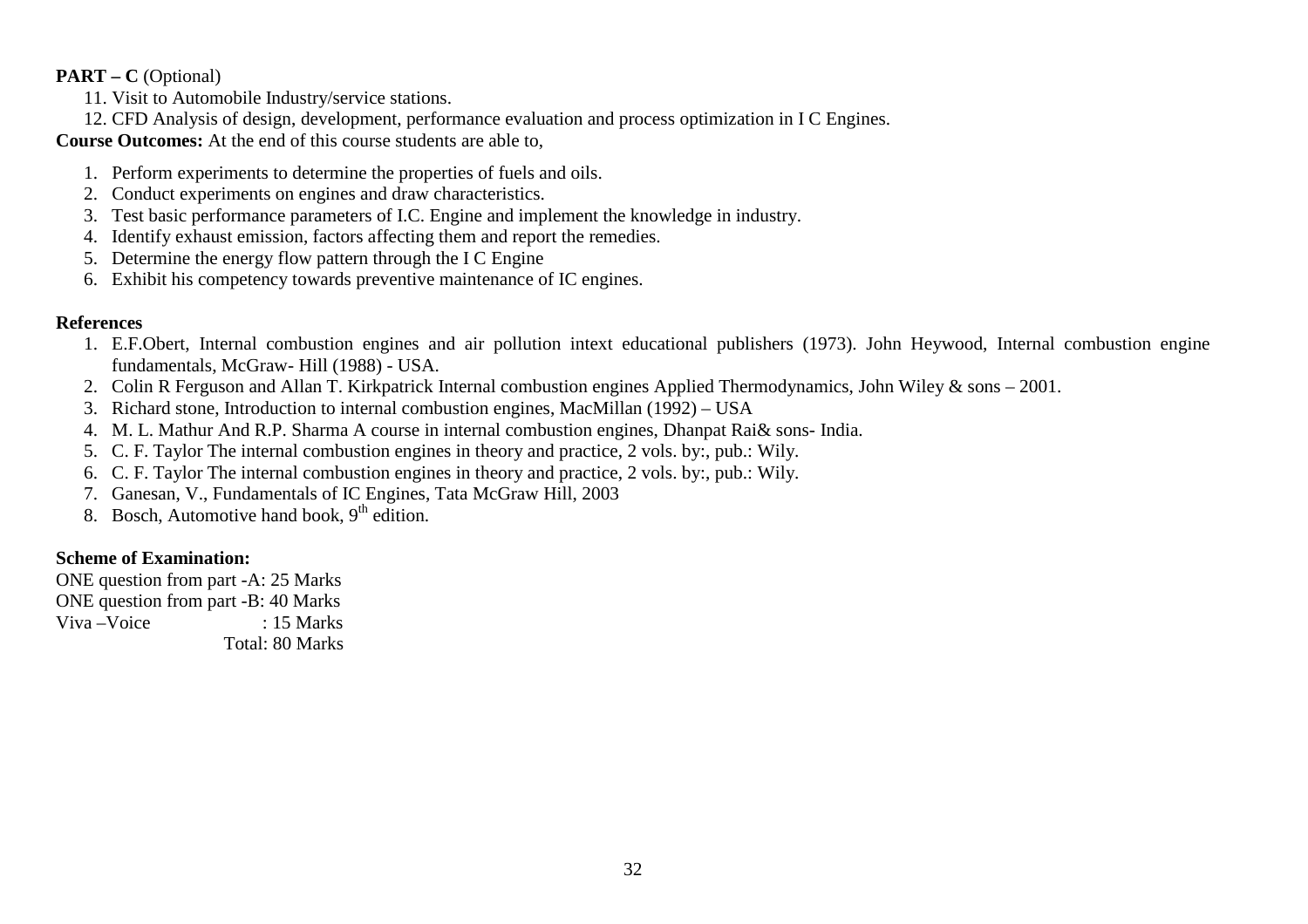**PART – C** (Optional)

11. Visit to Automobile Industry/service stations.
12. CFD Analysis of design, development, performance evaluation and process optimization in I C Engines.

**Course Outcomes:** At the end of this course students are able to,

1. Perform experiments to determine the properties of fuels and oils.
2. Conduct experiments on engines and draw characteristics.
3. Test basic performance parameters of I.C. Engine and implement the knowledge in industry.
4. Identify exhaust emission, factors affecting them and report the remedies.
5. Determine the energy flow pattern through the I C Engine
6. Exhibit his competency towards preventive maintenance of IC engines.

**References**

1. E.F.Obert, Internal combustion engines and air pollution intext educational publishers (1973). John Heywood, Internal combustion engine fundamentals, McGraw- Hill (1988) - USA.
2. Colin R Ferguson and Allan T. Kirkpatrick Internal combustion engines Applied Thermodynamics, John Wiley & sons – 2001.
3. Richard stone, Introduction to internal combustion engines, MacMillan (1992) – USA
4. M. L. Mathur And R.P. Sharma A course in internal combustion engines, Dhanpat Rai& sons- India.
5. C. F. Taylor The internal combustion engines in theory and practice, 2 vols. by:, pub.: Wily.
6. C. F. Taylor The internal combustion engines in theory and practice, 2 vols. by:, pub.: Wily.
7. Ganesan, V., Fundamentals of IC Engines, Tata McGraw Hill, 2003
8. Bosch, Automotive hand book, 9th edition.

**Scheme of Examination:**

ONE question from part -A: 25 Marks
ONE question from part -B: 40 Marks
Viva –Voice : 15 Marks
Total: 80 Marks